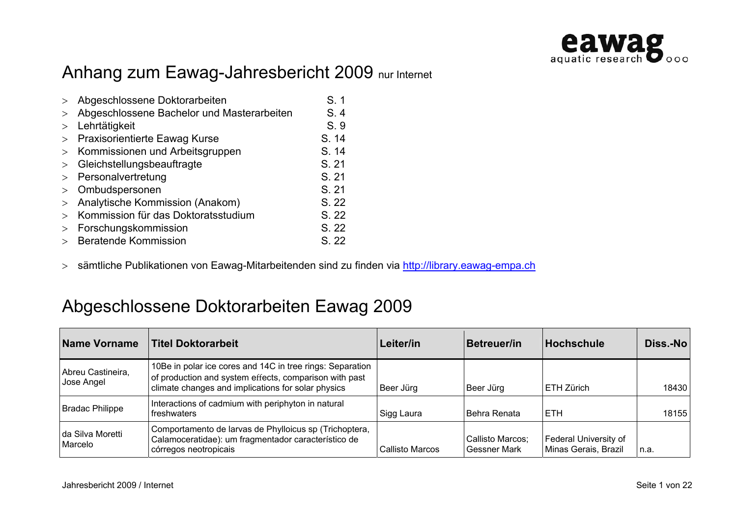# Anhang zum Eawag-Jahresbericht 2009 nur Internet

- > Abgeschlossene Doktorarbeiten S. 1
- > Abgeschlossene Bachelor und Masterarbeiten S. 4
- > Lehrtätigkeit S. 9
- > Praxisorientierte Eawag Kurse S. 14
- > Kommissionen und Arbeitsgruppen S. 14
- > Gleichstellungsbeauftragte S. 21
- > Personalvertretung S. 21
- > Ombudspersonen S. 21
- > Analytische Kommission (Anakom) S. 22
- > Kommission für das Doktoratsstudium S. 22
- > Forschungskommission S. 22
- > Beratende Kommission S. 22

- > sämtliche Publikationen von Eawag-Mitarbeitenden sind zu finden via http://library.eawag-empa.ch

# Abgeschlossene Doktorarbeiten Eawag 2009

| Name Vorname | Titel Doktorarbeit | Leiter/in | Betreuer/in | Hochschule | Diss.-No |
|---|---|---|---|---|---|
| Abreu Castineira, Jose Angel | 10Be in polar ice cores and 14C in tree rings: Separation of production and system effects, comparison with past climate changes and implications for solar physics | Beer Jürg | Beer Jürg | ETH Zürich | 18430 |
| Bradac Philippe | Interactions of cadmium with periphyton in natural freshwaters | Sigg Laura | Behra Renata | ETH | 18155 |
| da Silva Moretti Marcelo | Comportamento de larvas de Phylloicus sp (Trichoptera, Calamoceratidae): um fragmentador característico de córregos neotropicais | Callisto Marcos | Callisto Marcos; Gessner Mark | Federal University of Minas Gerais, Brazil | n.a. |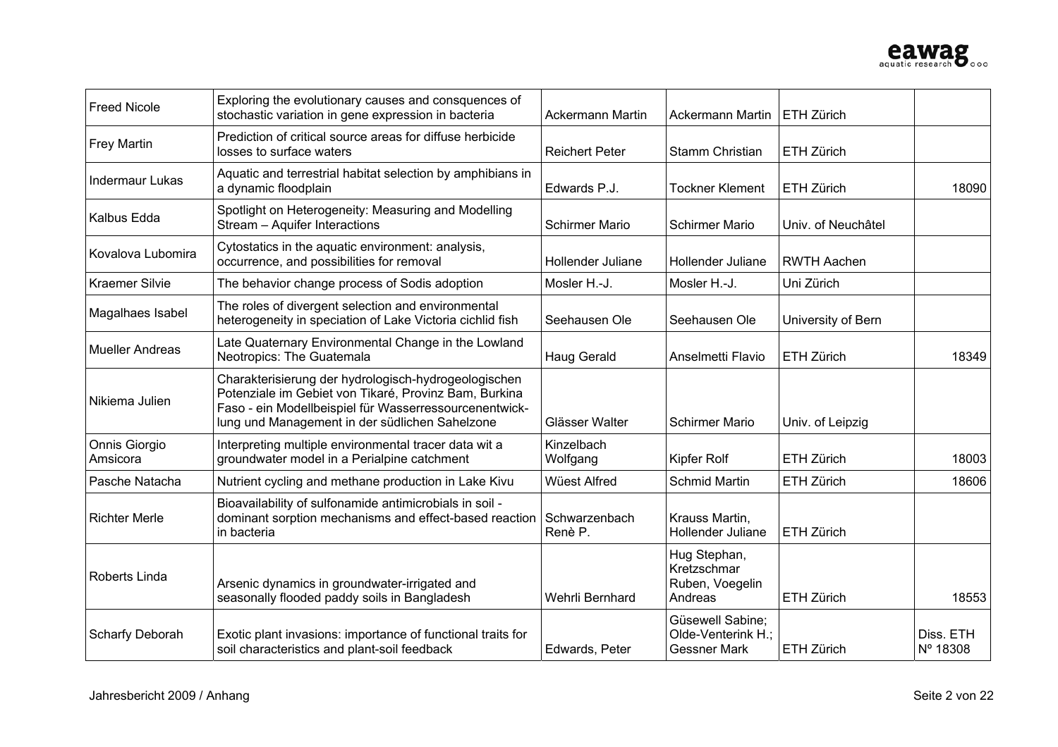| | | | | | |
|---|---|---|---|---|---|
| Freed Nicole | Exploring the evolutionary causes and consquences of stochastic variation in gene expression in bacteria | Ackermann Martin | Ackermann Martin | ETH Zürich | |
| Frey Martin | Prediction of critical source areas for diffuse herbicide losses to surface waters | Reichert Peter | Stamm Christian | ETH Zürich | |
| Indermaur Lukas | Aquatic and terrestrial habitat selection by amphibians in a dynamic floodplain | Edwards P.J. | Tockner Klement | ETH Zürich | 18090 |
| Kalbus Edda | Spotlight on Heterogeneity: Measuring and Modelling Stream – Aquifer Interactions | Schirmer Mario | Schirmer Mario | Univ. of Neuchâtel | |
| Kovalova Lubomira | Cytostatics in the aquatic environment: analysis, occurrence, and possibilities for removal | Hollender Juliane | Hollender Juliane | RWTH Aachen | |
| Kraemer Silvie | The behavior change process of Sodis adoption | Mosler H.-J. | Mosler H.-J. | Uni Zürich | |
| Magalhaes Isabel | The roles of divergent selection and environmental heterogeneity in speciation of Lake Victoria cichlid fish | Seehausen Ole | Seehausen Ole | University of Bern | |
| Mueller Andreas | Late Quaternary Environmental Change in the Lowland Neotropics: The Guatemala | Haug Gerald | Anselmetti Flavio | ETH Zürich | 18349 |
| Nikiema Julien | Charakterisierung der hydrologisch-hydrogeologischen Potenziale im Gebiet von Tikaré, Provinz Bam, Burkina Faso - ein Modellbeispiel für Wasserressourcenentwick-lung und Management in der südlichen Sahelzone | Glässer Walter | Schirmer Mario | Univ. of Leipzig | |
| Onnis Giorgio Amsicora | Interpreting multiple environmental tracer data wit a groundwater model in a Perialpine catchment | Kinzelbach Wolfgang | Kipfer Rolf | ETH Zürich | 18003 |
| Pasche Natacha | Nutrient cycling and methane production in Lake Kivu | Wüest Alfred | Schmid Martin | ETH Zürich | 18606 |
| Richter Merle | Bioavailability of sulfonamide antimicrobials in soil - dominant sorption mechanisms and effect-based reaction in bacteria | Schwarzenbach Renè P. | Krauss Martin, Hollender Juliane | ETH Zürich | |
| Roberts Linda | Arsenic dynamics in groundwater-irrigated and seasonally flooded paddy soils in Bangladesh | Wehrli Bernhard | Hug Stephan, Kretzschmar Ruben, Voegelin Andreas | ETH Zürich | 18553 |
| Scharfy Deborah | Exotic plant invasions: importance of functional traits for soil characteristics and plant-soil feedback | Edwards, Peter | Güsewell Sabine; Olde-Venterink H.; Gessner Mark | ETH Zürich | Diss. ETH Nº 18308 |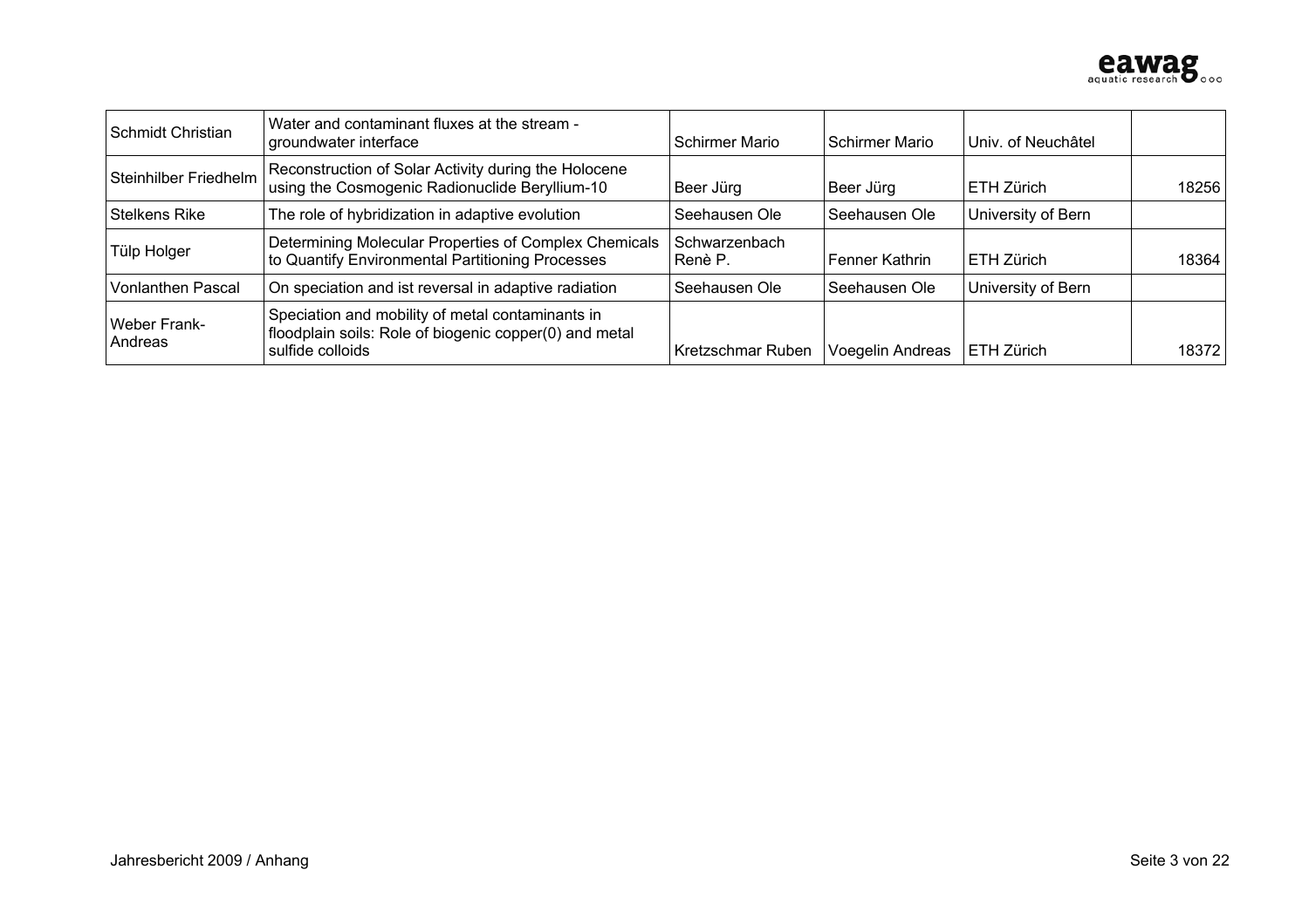| Schmidt Christian | Water and contaminant fluxes at the stream - groundwater interface | Schirmer Mario | Schirmer Mario | Univ. of Neuchâtel | |
|---|---|---|---|---|---|
| Steinhilber Friedhelm | Reconstruction of Solar Activity during the Holocene using the Cosmogenic Radionuclide Beryllium-10 | Beer Jürg | Beer Jürg | ETH Zürich | 18256 |
| Stelkens Rike | The role of hybridization in adaptive evolution | Seehausen Ole | Seehausen Ole | University of Bern | |
| Tülp Holger | Determining Molecular Properties of Complex Chemicals to Quantify Environmental Partitioning Processes | Schwarzenbach Renè P. | Fenner Kathrin | ETH Zürich | 18364 |
| Vonlanthen Pascal | On speciation and ist reversal in adaptive radiation | Seehausen Ole | Seehausen Ole | University of Bern | |
| Weber Frank-Andreas | Speciation and mobility of metal contaminants in floodplain soils: Role of biogenic copper(0) and metal sulfide colloids | Kretzschmar Ruben | Voegelin Andreas | ETH Zürich | 18372 |

Jahresbericht 2009 / Anhang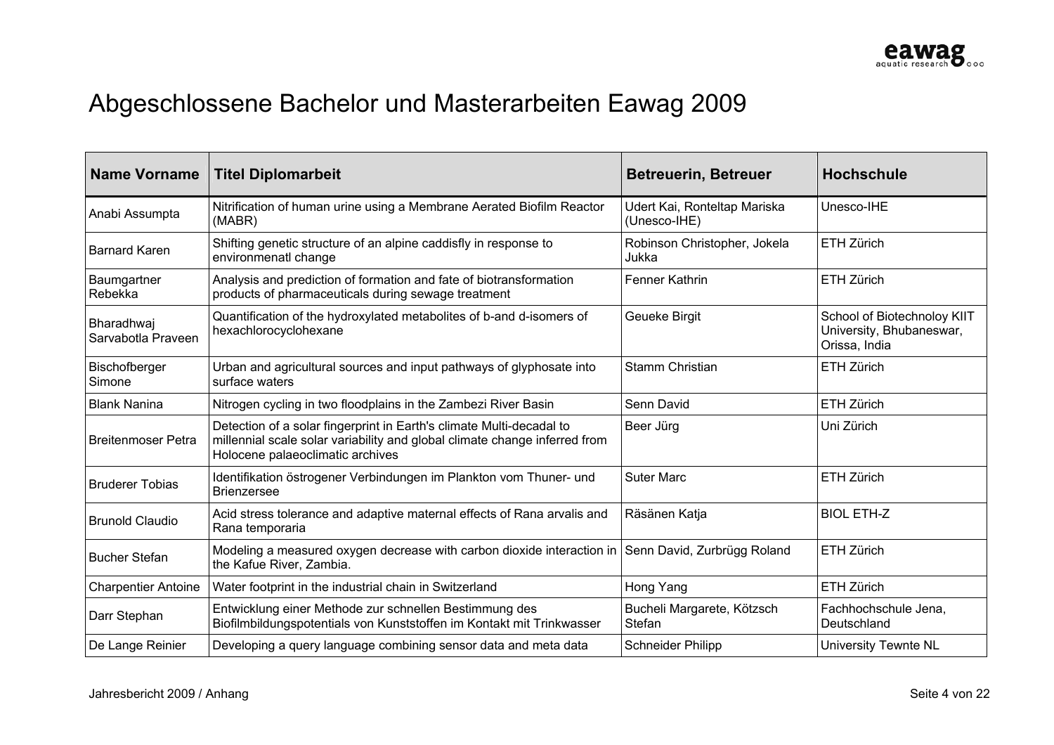# Abgeschlossene Bachelor und Masterarbeiten Eawag 2009

| Name Vorname | Titel Diplomarbeit | Betreuerin, Betreuer | Hochschule |
|---|---|---|---|
| Anabi Assumpta | Nitrification of human urine using a Membrane Aerated Biofilm Reactor (MABR) | Udert Kai, Ronteltap Mariska (Unesco-IHE) | Unesco-IHE |
| Barnard Karen | Shifting genetic structure of an alpine caddisfly in response to environmenatl change | Robinson Christopher, Jokela Jukka | ETH Zürich |
| Baumgartner Rebekka | Analysis and prediction of formation and fate of biotransformation products of pharmaceuticals during sewage treatment | Fenner Kathrin | ETH Zürich |
| Bharadhwaj Sarvabotla Praveen | Quantification of the hydroxylated metabolites of b-and d-isomers of hexachlorocyclohexane | Geueke Birgit | School of Biotechnoloy KIIT University, Bhubaneswar, Orissa, India |
| Bischofberger Simone | Urban and agricultural sources and input pathways of glyphosate into surface waters | Stamm Christian | ETH Zürich |
| Blank Nanina | Nitrogen cycling in two floodplains in the Zambezi River Basin | Senn David | ETH Zürich |
| Breitenmoser Petra | Detection of a solar fingerprint in Earth's climate Multi-decadal to millennial scale solar variability and global climate change inferred from Holocene palaeoclimatic archives | Beer Jürg | Uni Zürich |
| Bruderer Tobias | Identifikation östrogener Verbindungen im Plankton vom Thuner- und Brienzersee | Suter Marc | ETH Zürich |
| Brunold Claudio | Acid stress tolerance and adaptive maternal effects of Rana arvalis and Rana temporaria | Räsänen Katja | BIOL ETH-Z |
| Bucher Stefan | Modeling a measured oxygen decrease with carbon dioxide interaction in the Kafue River, Zambia. | Senn David, Zurbrügg Roland | ETH Zürich |
| Charpentier Antoine | Water footprint in the industrial chain in Switzerland | Hong Yang | ETH Zürich |
| Darr Stephan | Entwicklung einer Methode zur schnellen Bestimmung des Biofilmbildungspotentials von Kunststoffen im Kontakt mit Trinkwasser | Bucheli Margarete, Kötzsch Stefan | Fachhochschule Jena, Deutschland |
| De Lange Reinier | Developing a query language combining sensor data and meta data | Schneider Philipp | University Tewnte NL |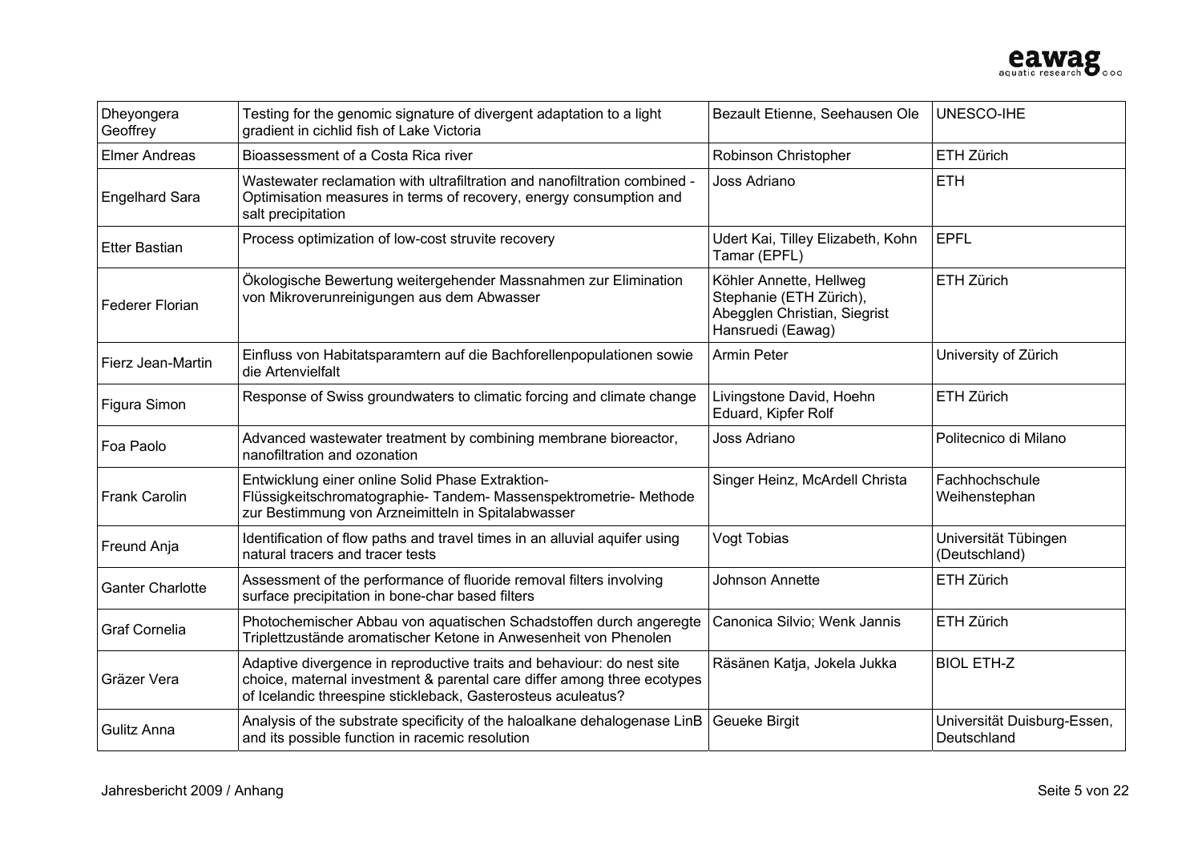| | | | |
|---|---|---|---|
| Dheyongera Geoffrey | Testing for the genomic signature of divergent adaptation to a light gradient in cichlid fish of Lake Victoria | Bezault Etienne, Seehausen Ole | UNESCO-IHE |
| Elmer Andreas | Bioassessment of a Costa Rica river | Robinson Christopher | ETH Zürich |
| Engelhard Sara | Wastewater reclamation with ultrafiltration and nanofiltration combined - Optimisation measures in terms of recovery, energy consumption and salt precipitation | Joss Adriano | ETH |
| Etter Bastian | Process optimization of low-cost struvite recovery | Udert Kai, Tilley Elizabeth, Kohn Tamar (EPFL) | EPFL |
| Federer Florian | Ökologische Bewertung weitergehender Massnahmen zur Elimination von Mikroverunreinigungen aus dem Abwasser | Köhler Annette, Hellweg Stephanie (ETH Zürich), Abegglen Christian, Siegrist Hansruedi (Eawag) | ETH Zürich |
| Fierz Jean-Martin | Einfluss von Habitatsparamtern auf die Bachforellenpopulationen sowie die Artenvielfalt | Armin Peter | University of Zürich |
| Figura Simon | Response of Swiss groundwaters to climatic forcing and climate change | Livingstone David, Hoehn Eduard, Kipfer Rolf | ETH Zürich |
| Foa Paolo | Advanced wastewater treatment by combining membrane bioreactor, nanofiltration and ozonation | Joss Adriano | Politecnico di Milano |
| Frank Carolin | Entwicklung einer online Solid Phase Extraktion-Flüssigkeitschromatographie- Tandem- Massenspektrometrie- Methode zur Bestimmung von Arzneimitteln in Spitalabwasser | Singer Heinz, McArdell Christa | Fachhochschule Weihenstephan |
| Freund Anja | Identification of flow paths and travel times in an alluvial aquifer using natural tracers and tracer tests | Vogt Tobias | Universität Tübingen (Deutschland) |
| Ganter Charlotte | Assessment of the performance of fluoride removal filters involving surface precipitation in bone-char based filters | Johnson Annette | ETH Zürich |
| Graf Cornelia | Photochemischer Abbau von aquatischen Schadstoffen durch angeregte Triplettzustände aromatischer Ketone in Anwesenheit von Phenolen | Canonica Silvio; Wenk Jannis | ETH Zürich |
| Gräzer Vera | Adaptive divergence in reproductive traits and behaviour: do nest site choice, maternal investment & parental care differ among three ecotypes of Icelandic threespine stickleback, Gasterosteus aculeatus? | Räsänen Katja, Jokela Jukka | BIOL ETH-Z |
| Gulitz Anna | Analysis of the substrate specificity of the haloalkane dehalogenase LinB and its possible function in racemic resolution | Geueke Birgit | Universität Duisburg-Essen, Deutschland |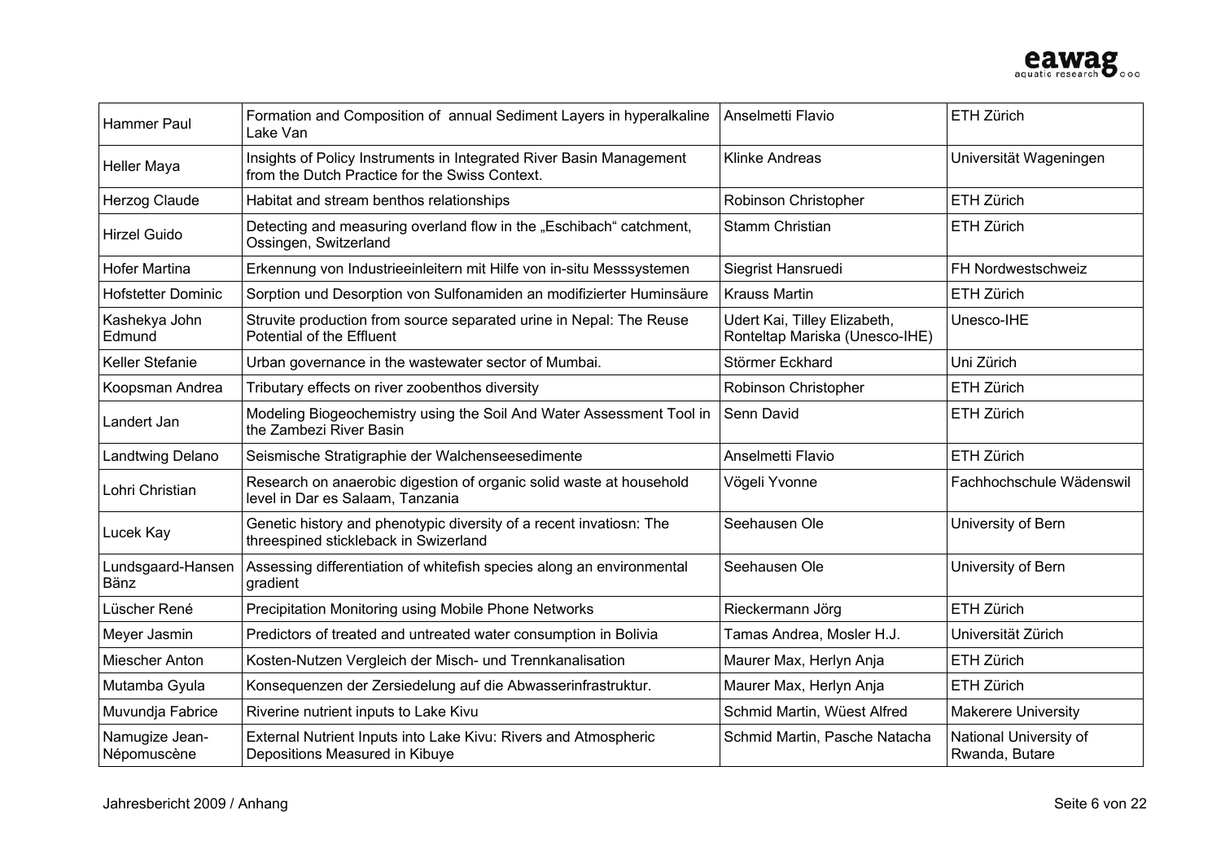| Hammer Paul | Formation and Composition of annual Sediment Layers in hyperalkaline Lake Van | Anselmetti Flavio | ETH Zürich |
|---|---|---|---|
| Heller Maya | Insights of Policy Instruments in Integrated River Basin Management from the Dutch Practice for the Swiss Context. | Klinke Andreas | Universität Wageningen |
| Herzog Claude | Habitat and stream benthos relationships | Robinson Christopher | ETH Zürich |
| Hirzel Guido | Detecting and measuring overland flow in the „Eschibach" catchment, Ossingen, Switzerland | Stamm Christian | ETH Zürich |
| Hofer Martina | Erkennung von Industrieeinleitern mit Hilfe von in-situ Messsystemen | Siegrist Hansruedi | FH Nordwestschweiz |
| Hofstetter Dominic | Sorption und Desorption von Sulfonamiden an modifizierter Huminsäure | Krauss Martin | ETH Zürich |
| Kashekya John Edmund | Struvite production from source separated urine in Nepal: The Reuse Potential of the Effluent | Udert Kai, Tilley Elizabeth, Ronteltap Mariska (Unesco-IHE) | Unesco-IHE |
| Keller Stefanie | Urban governance in the wastewater sector of Mumbai. | Störmer Eckhard | Uni Zürich |
| Koopsman Andrea | Tributary effects on river zoobenthos diversity | Robinson Christopher | ETH Zürich |
| Landert Jan | Modeling Biogeochemistry using the Soil And Water Assessment Tool in the Zambezi River Basin | Senn David | ETH Zürich |
| Landtwing Delano | Seismische Stratigraphie der Walchenseesedimente | Anselmetti Flavio | ETH Zürich |
| Lohri Christian | Research on anaerobic digestion of organic solid waste at household level in Dar es Salaam, Tanzania | Vögeli Yvonne | Fachhochschule Wädenswil |
| Lucek Kay | Genetic history and phenotypic diversity of a recent invatiosn: The threespined stickleback in Swizerland | Seehausen Ole | University of Bern |
| Lundsgaard-Hansen Bänz | Assessing differentiation of whitefish species along an environmental gradient | Seehausen Ole | University of Bern |
| Lüscher René | Precipitation Monitoring using Mobile Phone Networks | Rieckermann Jörg | ETH Zürich |
| Meyer Jasmin | Predictors of treated and untreated water consumption in Bolivia | Tamas Andrea, Mosler H.J. | Universität Zürich |
| Miescher Anton | Kosten-Nutzen Vergleich der Misch- und Trennkanalisation | Maurer Max, Herlyn Anja | ETH Zürich |
| Mutamba Gyula | Konsequenzen der Zersiedelung auf die Abwasserinfrastruktur. | Maurer Max, Herlyn Anja | ETH Zürich |
| Muvundja Fabrice | Riverine nutrient inputs to Lake Kivu | Schmid Martin, Wüest Alfred | Makerere University |
| Namugize Jean-Népomuscène | External Nutrient Inputs into Lake Kivu: Rivers and Atmospheric Depositions Measured in Kibuye | Schmid Martin, Pasche Natacha | National University of Rwanda, Butare |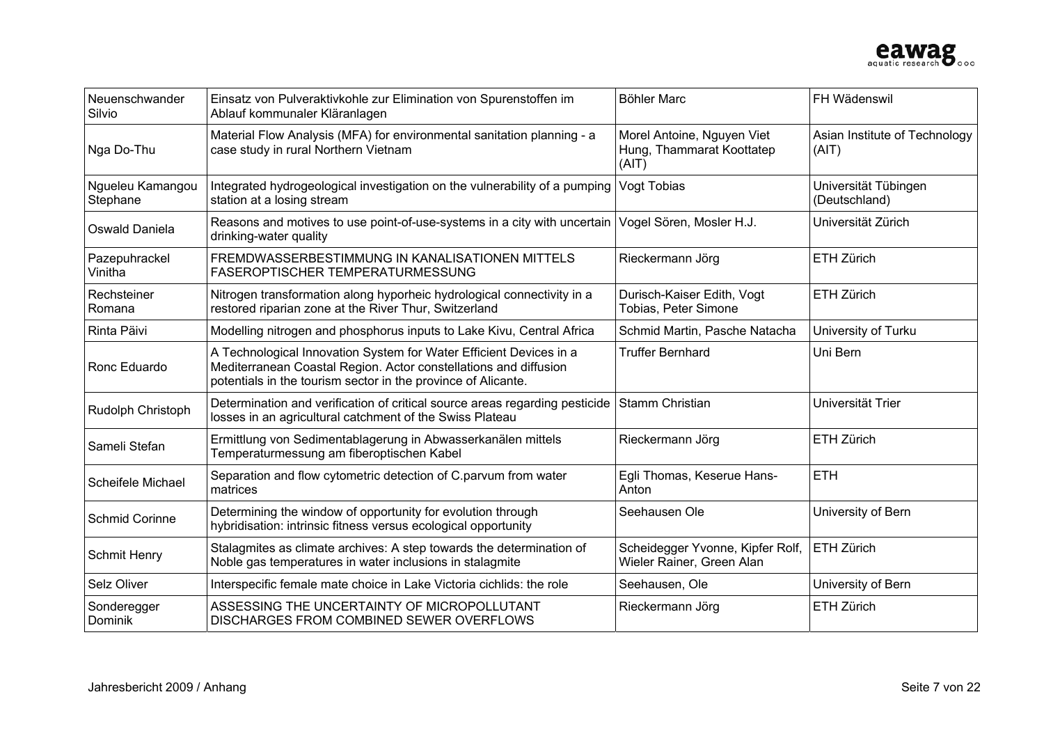| | | | |
|---|---|---|---|
| Neuenschwander Silvio | Einsatz von Pulveraktivkohle zur Elimination von Spurenstoffen im Ablauf kommunaler Kläranlagen | Böhler Marc | FH Wädenswil |
| Nga Do-Thu | Material Flow Analysis (MFA) for environmental sanitation planning - a case study in rural Northern Vietnam | Morel Antoine, Nguyen Viet Hung, Thammarat Koottatep (AIT) | Asian Institute of Technology (AIT) |
| Ngueleu Kamangou Stephane | Integrated hydrogeological investigation on the vulnerability of a pumping station at a losing stream | Vogt Tobias | Universität Tübingen (Deutschland) |
| Oswald Daniela | Reasons and motives to use point-of-use-systems in a city with uncertain drinking-water quality | Vogel Sören, Mosler H.J. | Universität Zürich |
| Pazepuhrackel Vinitha | FREMDWASSERBESTIMMUNG IN KANALISATIONEN MITTELS FASEROPTISCHER TEMPERATURMESSUNG | Rieckermann Jörg | ETH Zürich |
| Rechsteiner Romana | Nitrogen transformation along hyporheic hydrological connectivity in a restored riparian zone at the River Thur, Switzerland | Durisch-Kaiser Edith, Vogt Tobias, Peter Simone | ETH Zürich |
| Rinta Päivi | Modelling nitrogen and phosphorus inputs to Lake Kivu, Central Africa | Schmid Martin, Pasche Natacha | University of Turku |
| Ronc Eduardo | A Technological Innovation System for Water Efficient Devices in a Mediterranean Coastal Region. Actor constellations and diffusion potentials in the tourism sector in the province of Alicante. | Truffer Bernhard | Uni Bern |
| Rudolph Christoph | Determination and verification of critical source areas regarding pesticide losses in an agricultural catchment of the Swiss Plateau | Stamm Christian | Universität Trier |
| Sameli Stefan | Ermittlung von Sedimentablagerung in Abwasserkanälen mittels Temperaturmessung am fiberoptischen Kabel | Rieckermann Jörg | ETH Zürich |
| Scheifele Michael | Separation and flow cytometric detection of C.parvum from water matrices | Egli Thomas, Keserue Hans-Anton | ETH |
| Schmid Corinne | Determining the window of opportunity for evolution through hybridisation: intrinsic fitness versus ecological opportunity | Seehausen Ole | University of Bern |
| Schmit Henry | Stalagmites as climate archives: A step towards the determination of Noble gas temperatures in water inclusions in stalagmite | Scheidegger Yvonne, Kipfer Rolf, Wieler Rainer, Green Alan | ETH Zürich |
| Selz Oliver | Interspecific female mate choice in Lake Victoria cichlids: the role | Seehausen, Ole | University of Bern |
| Sonderegger Dominik | ASSESSING THE UNCERTAINTY OF MICROPOLLUTANT DISCHARGES FROM COMBINED SEWER OVERFLOWS | Rieckermann Jörg | ETH Zürich |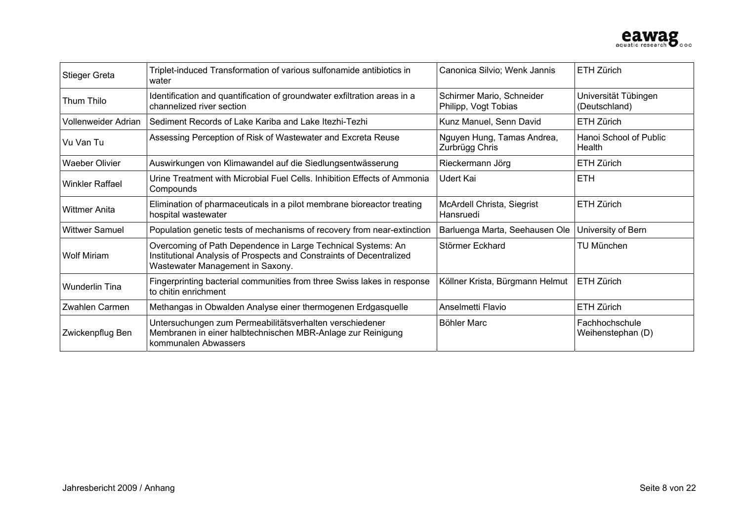| Stieger Greta | Triplet-induced Transformation of various sulfonamide antibiotics in water | Canonica Silvio; Wenk Jannis | ETH Zürich |
|---|---|---|---|
| Thum Thilo | Identification and quantification of groundwater exfiltration areas in a channelized river section | Schirmer Mario, Schneider Philipp, Vogt Tobias | Universität Tübingen (Deutschland) |
| Vollenweider Adrian | Sediment Records of Lake Kariba and Lake Itezhi-Tezhi | Kunz Manuel, Senn David | ETH Zürich |
| Vu Van Tu | Assessing Perception of Risk of Wastewater and Excreta Reuse | Nguyen Hung, Tamas Andrea, Zurbrügg Chris | Hanoi School of Public Health |
| Waeber Olivier | Auswirkungen von Klimawandel auf die Siedlungsentwässerung | Rieckermann Jörg | ETH Zürich |
| Winkler Raffael | Urine Treatment with Microbial Fuel Cells. Inhibition Effects of Ammonia Compounds | Udert Kai | ETH |
| Wittmer Anita | Elimination of pharmaceuticals in a pilot membrane bioreactor treating hospital wastewater | McArdell Christa, Siegrist Hansruedi | ETH Zürich |
| Wittwer Samuel | Population genetic tests of mechanisms of recovery from near-extinction | Barluenga Marta, Seehausen Ole | University of Bern |
| Wolf Miriam | Overcoming of Path Dependence in Large Technical Systems: An Institutional Analysis of Prospects and Constraints of Decentralized Wastewater Management in Saxony. | Störmer Eckhard | TU München |
| Wunderlin Tina | Fingerprinting bacterial communities from three Swiss lakes in response to chitin enrichment | Köllner Krista, Bürgmann Helmut | ETH Zürich |
| Zwahlen Carmen | Methangas in Obwalden Analyse einer thermogenen Erdgasquelle | Anselmetti Flavio | ETH Zürich |
| Zwickenpflug Ben | Untersuchungen zum Permeabilitätsverhalten verschiedener Membranen in einer halbtechnischen MBR-Anlage zur Reinigung kommunalen Abwassers | Böhler Marc | Fachhochschule Weihenstephan (D) |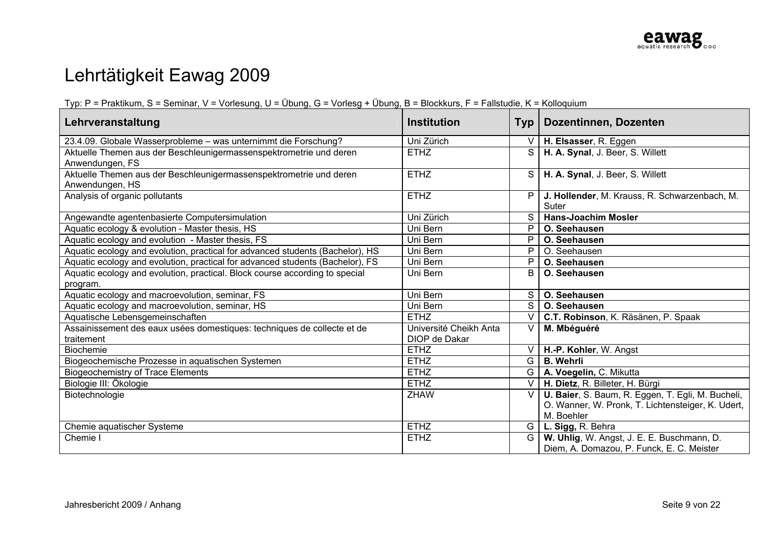# Lehrtätigkeit Eawag 2009

Typ: P = Praktikum, S = Seminar, V = Vorlesung, U = Übung, G = Vorlesg + Übung, B = Blockkurs, F = Fallstudie, K = Kolloquium

| Lehrveranstaltung | Institution | Typ | Dozentinnen, Dozenten |
|---|---|---|---|
| 23.4.09. Globale Wasserprobleme – was unternimmt die Forschung? | Uni Zürich | V | **H. Elsasser**, R. Eggen |
| Aktuelle Themen aus der Beschleunigermassenspektrometrie und deren Anwendungen, FS | ETHZ | S | **H. A. Synal**, J. Beer, S. Willett |
| Aktuelle Themen aus der Beschleunigermassenspektrometrie und deren Anwendungen, HS | ETHZ | S | **H. A. Synal**, J. Beer, S. Willett |
| Analysis of organic pollutants | ETHZ | P | **J. Hollender**, M. Krauss, R. Schwarzenbach, M. Suter |
| Angewandte agentenbasierte Computersimulation | Uni Zürich | S | **Hans-Joachim Mosler** |
| Aquatic ecology & evolution - Master thesis, HS | Uni Bern | P | **O. Seehausen** |
| Aquatic ecology and evolution - Master thesis, FS | Uni Bern | P | **O. Seehausen** |
| Aquatic ecology and evolution, practical for advanced students (Bachelor), HS | Uni Bern | P | O. Seehausen |
| Aquatic ecology and evolution, practical for advanced students (Bachelor), FS | Uni Bern | P | **O. Seehausen** |
| Aquatic ecology and evolution, practical. Block course according to special program. | Uni Bern | B | **O. Seehausen** |
| Aquatic ecology and macroevolution, seminar, FS | Uni Bern | S | **O. Seehausen** |
| Aquatic ecology and macroevolution, seminar, HS | Uni Bern | S | **O. Seehausen** |
| Aquatische Lebensgemeinschaften | ETHZ | V | **C.T. Robinson**, K. Räsänen, P. Spaak |
| Assainissement des eaux usées domestiques: techniques de collecte et de traitement | Université Cheikh Anta DIOP de Dakar | V | **M. Mbéguéré** |
| Biochemie | ETHZ | V | **H.-P. Kohler**, W. Angst |
| Biogeochemische Prozesse in aquatischen Systemen | ETHZ | G | **B. Wehrli** |
| Biogeochemistry of Trace Elements | ETHZ | G | **A. Voegelin,** C. Mikutta |
| Biologie III: Ökologie | ETHZ | V | **H. Dietz**, R. Billeter, H. Bürgi |
| Biotechnologie | ZHAW | V | **U. Baier**, S. Baum, R. Eggen, T. Egli, M. Bucheli, O. Wanner, W. Pronk, T. Lichtensteiger, K. Udert, M. Boehler |
| Chemie aquatischer Systeme | ETHZ | G | **L. Sigg,** R. Behra |
| Chemie I | ETHZ | G | **W. Uhlig**, W. Angst, J. E. E. Buschmann, D. Diem, A. Domazou, P. Funck, E. C. Meister |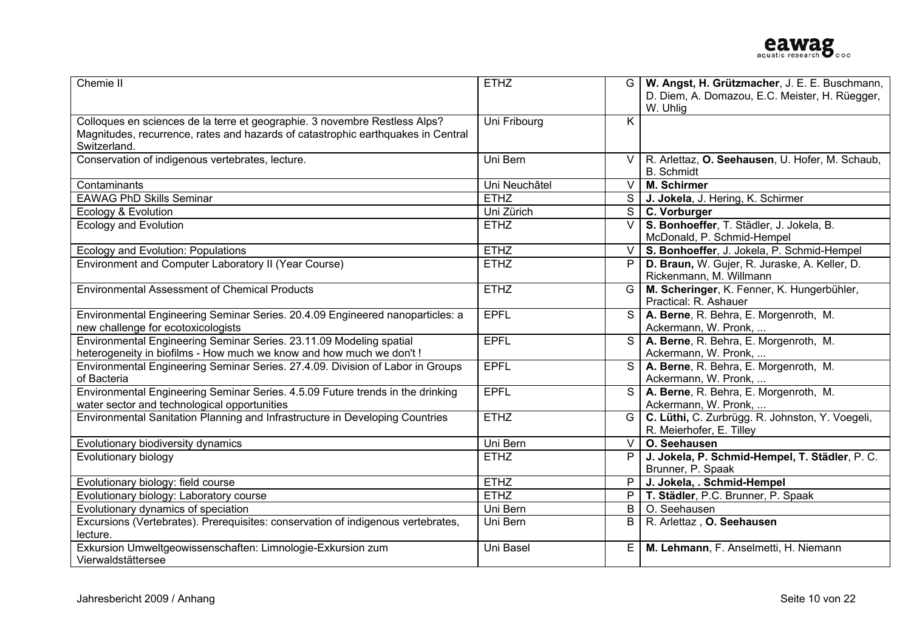| | | | |
|---|---|---|---|
| Chemie II | ETHZ | G | **W. Angst, H. Grützmacher**, J. E. E. Buschmann, D. Diem, A. Domazou, E.C. Meister, H. Rüegger, W. Uhlig |
| Colloques en sciences de la terre et geographie. 3 novembre Restless Alps? Magnitudes, recurrence, rates and hazards of catastrophic earthquakes in Central Switzerland. | Uni Fribourg | K | |
| Conservation of indigenous vertebrates, lecture. | Uni Bern | V | R. Arlettaz, **O. Seehausen**, U. Hofer, M. Schaub, B. Schmidt |
| Contaminants | Uni Neuchâtel | V | **M. Schirmer** |
| EAWAG PhD Skills Seminar | ETHZ | S | **J. Jokela**, J. Hering, K. Schirmer |
| Ecology & Evolution | Uni Zürich | S | **C. Vorburger** |
| Ecology and Evolution | ETHZ | V | **S. Bonhoeffer**, T. Städler, J. Jokela, B. McDonald, P. Schmid-Hempel |
| Ecology and Evolution: Populations | ETHZ | V | **S. Bonhoeffer**, J. Jokela, P. Schmid-Hempel |
| Environment and Computer Laboratory II (Year Course) | ETHZ | P | **D. Braun,** W. Gujer, R. Juraske, A. Keller, D. Rickenmann, M. Willmann |
| Environmental Assessment of Chemical Products | ETHZ | G | **M. Scheringer**, K. Fenner, K. Hungerbühler, Practical: R. Ashauer |
| Environmental Engineering Seminar Series. 20.4.09 Engineered nanoparticles: a new challenge for ecotoxicologists | EPFL | S | **A. Berne**, R. Behra, E. Morgenroth, M. Ackermann, W. Pronk, ... |
| Environmental Engineering Seminar Series. 23.11.09 Modeling spatial heterogeneity in biofilms - How much we know and how much we don't ! | EPFL | S | **A. Berne**, R. Behra, E. Morgenroth, M. Ackermann, W. Pronk, ... |
| Environmental Engineering Seminar Series. 27.4.09. Division of Labor in Groups of Bacteria | EPFL | S | **A. Berne**, R. Behra, E. Morgenroth, M. Ackermann, W. Pronk, ... |
| Environmental Engineering Seminar Series. 4.5.09 Future trends in the drinking water sector and technological opportunities | EPFL | S | **A. Berne**, R. Behra, E. Morgenroth, M. Ackermann, W. Pronk, ... |
| Environmental Sanitation Planning and Infrastructure in Developing Countries | ETHZ | G | **C. Lüthi,** C. Zurbrügg. R. Johnston, Y. Voegeli, R. Meierhofer, E. Tilley |
| Evolutionary biodiversity dynamics | Uni Bern | V | **O. Seehausen** |
| Evolutionary biology | ETHZ | P | **J. Jokela**, **P. Schmid-Hempel, T. Städler**, P. C. Brunner, P. Spaak |
| Evolutionary biology: field course | ETHZ | P | **J. Jokela, . Schmid-Hempel** |
| Evolutionary biology: Laboratory course | ETHZ | P | **T. Städler**, P.C. Brunner, P. Spaak |
| Evolutionary dynamics of speciation | Uni Bern | B | O. Seehausen |
| Excursions (Vertebrates). Prerequisites: conservation of indigenous vertebrates, lecture. | Uni Bern | B | R. Arlettaz , **O. Seehausen** |
| Exkursion Umweltgeowissenschaften: Limnologie-Exkursion zum Vierwaldstättersee | Uni Basel | E | **M. Lehmann**, F. Anselmetti, H. Niemann |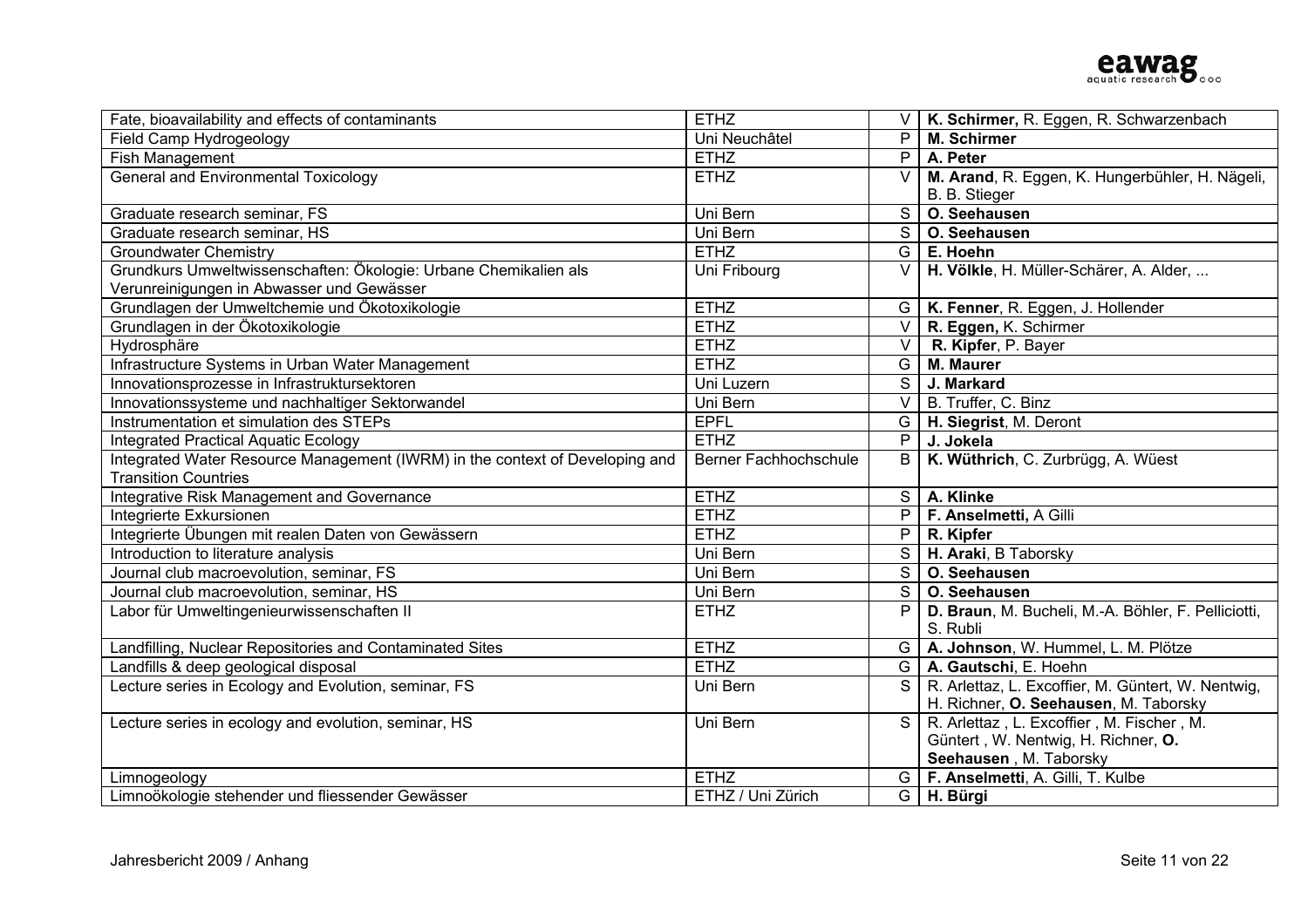| | | | |
|---|---|---|---|
| Fate, bioavailability and effects of contaminants | ETHZ | V | **K. Schirmer,** R. Eggen, R. Schwarzenbach |
| Field Camp Hydrogeology | Uni Neuchâtel | P | **M. Schirmer** |
| Fish Management | ETHZ | P | **A. Peter** |
| General and Environmental Toxicology | ETHZ | V | **M. Arand**, R. Eggen, K. Hungerbühler, H. Nägeli, B. B. Stieger |
| Graduate research seminar, FS | Uni Bern | S | **O. Seehausen** |
| Graduate research seminar, HS | Uni Bern | S | **O. Seehausen** |
| Groundwater Chemistry | ETHZ | G | **E. Hoehn** |
| Grundkurs Umweltwissenschaften: Ökologie: Urbane Chemikalien als Verunreinigungen in Abwasser und Gewässer | Uni Fribourg | V | **H. Völkle**, H. Müller-Schärer, A. Alder, ... |
| Grundlagen der Umweltchemie und Ökotoxikologie | ETHZ | G | **K. Fenner**, R. Eggen, J. Hollender |
| Grundlagen in der Ökotoxikologie | ETHZ | V | **R. Eggen,** K. Schirmer |
| Hydrosphäre | ETHZ | V | **R. Kipfer**, P. Bayer |
| Infrastructure Systems in Urban Water Management | ETHZ | G | **M. Maurer** |
| Innovationsprozesse in Infrastruktursektoren | Uni Luzern | S | **J. Markard** |
| Innovationssysteme und nachhaltiger Sektorwandel | Uni Bern | V | B. Truffer, C. Binz |
| Instrumentation et simulation des STEPs | EPFL | G | **H. Siegrist**, M. Deront |
| Integrated Practical Aquatic Ecology | ETHZ | P | **J. Jokela** |
| Integrated Water Resource Management (IWRM) in the context of Developing and Transition Countries | Berner Fachhochschule | B | **K. Wüthrich**, C. Zurbrügg, A. Wüest |
| Integrative Risk Management and Governance | ETHZ | S | **A. Klinke** |
| Integrierte Exkursionen | ETHZ | P | **F. Anselmetti,** A Gilli |
| Integrierte Übungen mit realen Daten von Gewässern | ETHZ | P | **R. Kipfer** |
| Introduction to literature analysis | Uni Bern | S | **H. Araki**, B Taborsky |
| Journal club macroevolution, seminar, FS | Uni Bern | S | **O. Seehausen** |
| Journal club macroevolution, seminar, HS | Uni Bern | S | **O. Seehausen** |
| Labor für Umweltingenieurwissenschaften II | ETHZ | P | **D. Braun**, M. Bucheli, M.-A. Böhler, F. Pellicciotti, S. Rubli |
| Landfilling, Nuclear Repositories and Contaminated Sites | ETHZ | G | **A. Johnson**, W. Hummel, L. M. Plötze |
| Landfills & deep geological disposal | ETHZ | G | **A. Gautschi**, E. Hoehn |
| Lecture series in Ecology and Evolution, seminar, FS | Uni Bern | S | R. Arlettaz, L. Excoffier, M. Güntert, W. Nentwig, H. Richner, **O. Seehausen**, M. Taborsky |
| Lecture series in ecology and evolution, seminar, HS | Uni Bern | S | R. Arlettaz , L. Excoffier , M. Fischer , M. Güntert , W. Nentwig, H. Richner, **O. Seehausen** , M. Taborsky |
| Limnogeology | ETHZ | G | **F. Anselmetti**, A. Gilli, T. Kulbe |
| Limnoökologie stehender und fliessender Gewässer | ETHZ / Uni Zürich | G | **H. Bürgi** |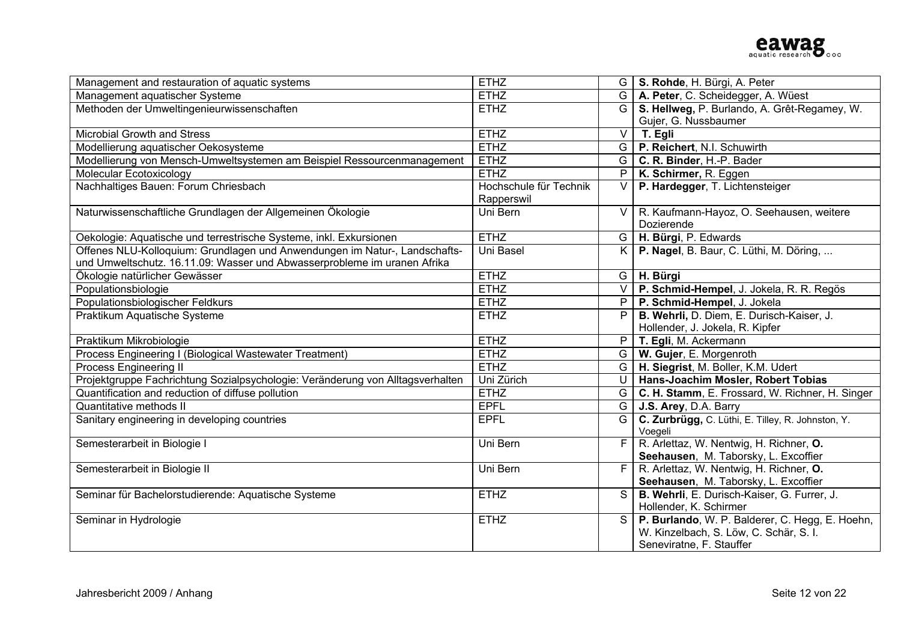| | | | |
|---|---|---|---|
| Management and restauration of aquatic systems | ETHZ | G | **S. Rohde**, H. Bürgi, A. Peter |
| Management aquatischer Systeme | ETHZ | G | **A. Peter**, C. Scheidegger, A. Wüest |
| Methoden der Umweltingenieurwissenschaften | ETHZ | G | **S. Hellweg,** P. Burlando, A. Grêt-Regamey, W. Gujer, G. Nussbaumer |
| Microbial Growth and Stress | ETHZ | V | **T. Egli** |
| Modellierung aquatischer Oekosysteme | ETHZ | G | **P. Reichert**, N.I. Schuwirth |
| Modellierung von Mensch-Umweltsystemen am Beispiel Ressourcenmanagement | ETHZ | G | **C. R. Binder**, H.-P. Bader |
| Molecular Ecotoxicology | ETHZ | P | **K. Schirmer,** R. Eggen |
| Nachhaltiges Bauen: Forum Chriesbach | Hochschule für Technik Rapperswil | V | **P. Hardegger**, T. Lichtensteiger |
| Naturwissenschaftliche Grundlagen der Allgemeinen Ökologie | Uni Bern | V | R. Kaufmann-Hayoz, O. Seehausen, weitere Dozierende |
| Oekologie: Aquatische und terrestrische Systeme, inkl. Exkursionen | ETHZ | G | **H. Bürgi**, P. Edwards |
| Offenes NLU-Kolloquium: Grundlagen und Anwendungen im Natur-, Landschafts- und Umweltschutz. 16.11.09: Wasser und Abwasserprobleme im uranen Afrika | Uni Basel | K | **P. Nagel**, B. Baur, C. Lüthi, M. Döring, ... |
| Ökologie natürlicher Gewässer | ETHZ | G | **H. Bürgi** |
| Populationsbiologie | ETHZ | V | **P. Schmid-Hempel**, J. Jokela, R. R. Regös |
| Populationsbiologischer Feldkurs | ETHZ | P | **P. Schmid-Hempel**, J. Jokela |
| Praktikum Aquatische Systeme | ETHZ | P | **B. Wehrli,** D. Diem, E. Durisch-Kaiser, J. Hollender, J. Jokela, R. Kipfer |
| Praktikum Mikrobiologie | ETHZ | P | **T. Egli**, M. Ackermann |
| Process Engineering I (Biological Wastewater Treatment) | ETHZ | G | **W. Gujer**, E. Morgenroth |
| Process Engineering II | ETHZ | G | **H. Siegrist**, M. Boller, K.M. Udert |
| Projektgruppe Fachrichtung Sozialpsychologie: Veränderung von Alltagsverhalten | Uni Zürich | U | **Hans-Joachim Mosler, Robert Tobias** |
| Quantification and reduction of diffuse pollution | ETHZ | G | **C. H. Stamm**, E. Frossard, W. Richner, H. Singer |
| Quantitative methods II | EPFL | G | **J.S. Arey**, D.A. Barry |
| Sanitary engineering in developing countries | EPFL | G | **C. Zurbrügg,** C. Lüthi, E. Tilley, R. Johnston, Y. Voegeli |
| Semesterarbeit in Biologie I | Uni Bern | F | R. Arlettaz, W. Nentwig, H. Richner, **O. Seehausen**, M. Taborsky, L. Excoffier |
| Semesterarbeit in Biologie II | Uni Bern | F | R. Arlettaz, W. Nentwig, H. Richner, **O. Seehausen**, M. Taborsky, L. Excoffier |
| Seminar für Bachelorstudierende: Aquatische Systeme | ETHZ | S | **B. Wehrli**, E. Durisch-Kaiser, G. Furrer, J. Hollender, K. Schirmer |
| Seminar in Hydrologie | ETHZ | S | **P. Burlando**, W. P. Balderer, C. Hegg, E. Hoehn, W. Kinzelbach, S. Löw, C. Schär, S. I. Seneviratne, F. Stauffer |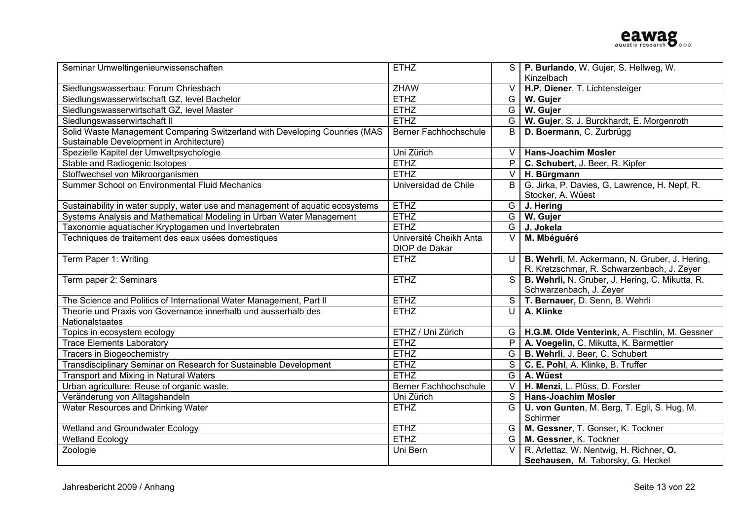| | | | |
|---|---|---|---|
| Seminar Umweltingenieurwissenschaften | ETHZ | S | **P. Burlando**, W. Gujer, S. Hellweg, W. Kinzelbach |
| Siedlungswasserbau: Forum Chriesbach | ZHAW | V | **H.P. Diener**, T. Lichtensteiger |
| Siedlungswasserwirtschaft GZ, level Bachelor | ETHZ | G | **W. Gujer** |
| Siedlungswasserwirtschaft GZ, level Master | ETHZ | G | **W. Gujer** |
| Siedlungswasserwirtschaft II | ETHZ | G | **W. Gujer**, S. J. Burckhardt, E. Morgenroth |
| Solid Waste Management Comparing Switzerland with Developing Counries (MAS Sustainable Development in Architecture) | Berner Fachhochschule | B | **D. Boermann**, C. Zurbrügg |
| Spezielle Kapitel der Umweltpsychologie | Uni Zürich | V | **Hans-Joachim Mosler** |
| Stable and Radiogenic Isotopes | ETHZ | P | **C. Schubert**, J. Beer, R. Kipfer |
| Stoffwechsel von Mikroorganismen | ETHZ | V | **H. Bürgmann** |
| Summer School on Environmental Fluid Mechanics | Universidad de Chile | B | G. Jirka, P. Davies, G. Lawrence, H. Nepf, R. Stocker, A. Wüest |
| Sustainability in water supply, water use and management of aquatic ecosystems | ETHZ | G | **J. Hering** |
| Systems Analysis and Mathematical Modeling in Urban Water Management | ETHZ | G | **W. Gujer** |
| Taxonomie aquatischer Kryptogamen und Invertebraten | ETHZ | G | **J. Jokela** |
| Techniques de traitement des eaux usées domestiques | Université Cheikh Anta DIOP de Dakar | V | **M. Mbéguéré** |
| Term Paper 1: Writing | ETHZ | U | **B. Wehrli**, M. Ackermann, N. Gruber, J. Hering, R. Kretzschmar, R. Schwarzenbach, J. Zeyer |
| Term paper 2: Seminars | ETHZ | S | **B. Wehrli,** N. Gruber, J. Hering, C. Mikutta, R. Schwarzenbach, J. Zeyer |
| The Science and Politics of International Water Management, Part II | ETHZ | S | **T. Bernauer,** D. Senn, B. Wehrli |
| Theorie und Praxis von Governance innerhalb und ausserhalb des Nationalstaates | ETHZ | U | **A. Klinke** |
| Topics in ecosystem ecology | ETHZ / Uni Zürich | G | **H.G.M. Olde Venterink**, A. Fischlin, M. Gessner |
| Trace Elements Laboratory | ETHZ | P | **A. Voegelin,** C. Mikutta, K. Barmettler |
| Tracers in Biogeochemistry | ETHZ | G | **B. Wehrli**, J. Beer, C. Schubert |
| Transdisciplinary Seminar on Research for Sustainable Development | ETHZ | S | **C. E. Pohl**, A. Klinke, B. Truffer |
| Transport and Mixing in Natural Waters | ETHZ | G | **A. Wüest** |
| Urban agriculture: Reuse of organic waste. | Berner Fachhochschule | V | **H. Menzi**, L. Plüss, D. Forster |
| Veränderung von Alltagshandeln | Uni Zürich | S | **Hans-Joachim Mosler** |
| Water Resources and Drinking Water | ETHZ | G | **U. von Gunten**, M. Berg, T. Egli, S. Hug, M. Schirmer |
| Wetland and Groundwater Ecology | ETHZ | G | **M. Gessner**, T. Gonser, K. Tockner |
| Wetland Ecology | ETHZ | G | **M. Gessner**, K. Tockner |
| Zoologie | Uni Bern | V | R. Arlettaz, W. Nentwig, H. Richner, **O. Seehausen**, M. Taborsky, G. Heckel |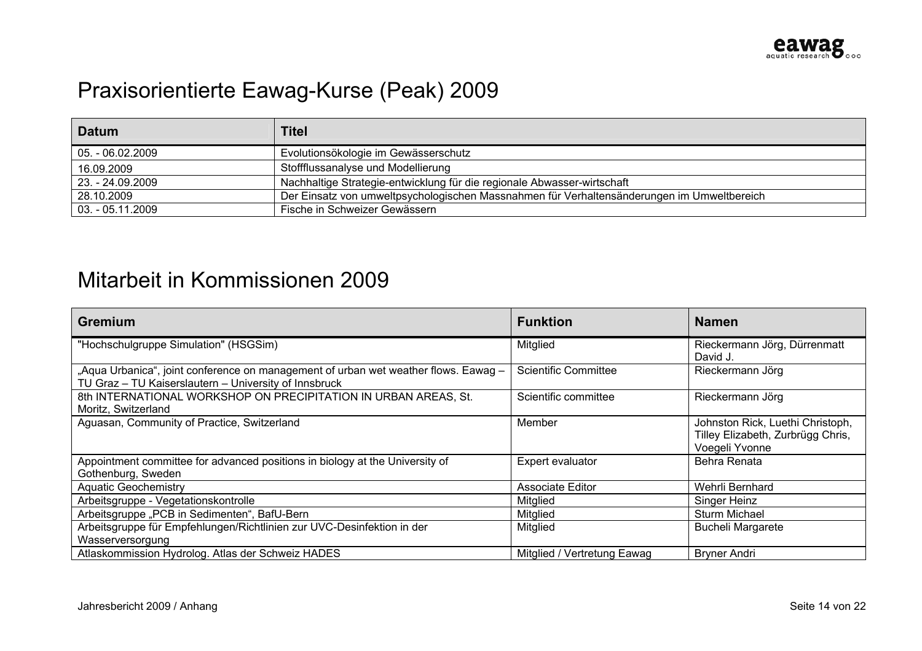# Praxisorientierte Eawag-Kurse (Peak) 2009

| Datum | Titel |
| --- | --- |
| 05. - 06.02.2009 | Evolutionsökologie im Gewässerschutz |
| 16.09.2009 | Stoffflussanalyse und Modellierung |
| 23. - 24.09.2009 | Nachhaltige Strategie-entwicklung für die regionale Abwasser-wirtschaft |
| 28.10.2009 | Der Einsatz von umweltpsychologischen Massnahmen für Verhaltensänderungen im Umweltbereich |
| 03. - 05.11.2009 | Fische in Schweizer Gewässern |

# Mitarbeit in Kommissionen 2009

| Gremium | Funktion | Namen |
| --- | --- | --- |
| "Hochschulgruppe Simulation" (HSGSim) | Mitglied | Rieckermann Jörg, Dürrenmatt David J. |
| „Aqua Urbanica", joint conference on management of urban wet weather flows. Eawag – TU Graz – TU Kaiserslautern – University of Innsbruck | Scientific Committee | Rieckermann Jörg |
| 8th INTERNATIONAL WORKSHOP ON PRECIPITATION IN URBAN AREAS, St. Moritz, Switzerland | Scientific committee | Rieckermann Jörg |
| Aguasan, Community of Practice, Switzerland | Member | Johnston Rick, Luethi Christoph, Tilley Elizabeth, Zurbrügg Chris, Voegeli Yvonne |
| Appointment committee for advanced positions in biology at the University of Gothenburg, Sweden | Expert evaluator | Behra Renata |
| Aquatic Geochemistry | Associate Editor | Wehrli Bernhard |
| Arbeitsgruppe - Vegetationskontrolle | Mitglied | Singer Heinz |
| Arbeitsgruppe „PCB in Sedimenten", BafU-Bern | Mitglied | Sturm Michael |
| Arbeitsgruppe für Empfehlungen/Richtlinien zur UVC-Desinfektion in der Wasserversorgung | Mitglied | Bucheli Margarete |
| Atlaskommission Hydrolog. Atlas der Schweiz HADES | Mitglied / Vertretung Eawag | Bryner Andri |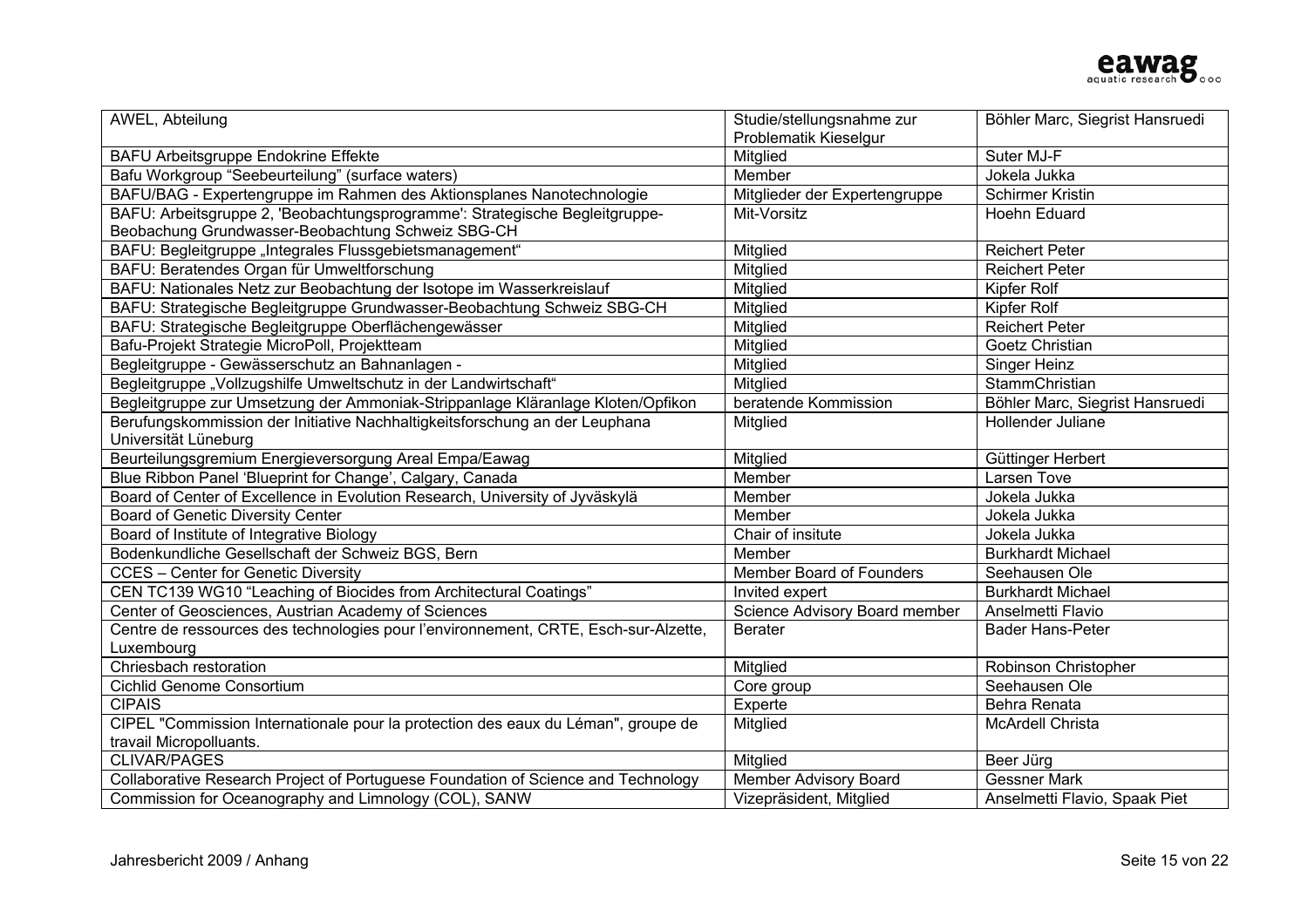| AWEL, Abteilung | Studie/stellungsnahme zur Problematik Kieselgur | Böhler Marc, Siegrist Hansruedi |
|---|---|---|
| BAFU Arbeitsgruppe Endokrine Effekte | Mitglied | Suter MJ-F |
| Bafu Workgroup "Seebeurteilung" (surface waters) | Member | Jokela Jukka |
| BAFU/BAG - Expertengruppe im Rahmen des Aktionsplanes Nanotechnologie | Mitglieder der Expertengruppe | Schirmer Kristin |
| BAFU: Arbeitsgruppe 2, 'Beobachtungsprogramme': Strategische Begleitgruppe-Beobachung Grundwasser-Beobachtung Schweiz SBG-CH | Mit-Vorsitz | Hoehn Eduard |
| BAFU: Begleitgruppe „Integrales Flussgebietsmanagement" | Mitglied | Reichert Peter |
| BAFU: Beratendes Organ für Umweltforschung | Mitglied | Reichert Peter |
| BAFU: Nationales Netz zur Beobachtung der Isotope im Wasserkreislauf | Mitglied | Kipfer Rolf |
| BAFU: Strategische Begleitgruppe Grundwasser-Beobachtung Schweiz SBG-CH | Mitglied | Kipfer Rolf |
| BAFU: Strategische Begleitgruppe Oberflächengewässer | Mitglied | Reichert Peter |
| Bafu-Projekt Strategie MicroPoll, Projektteam | Mitglied | Goetz Christian |
| Begleitgruppe - Gewässerschutz an Bahnanlagen - | Mitglied | Singer Heinz |
| Begleitgruppe „Vollzugshilfe Umweltschutz in der Landwirtschaft" | Mitglied | StammChristian |
| Begleitgruppe zur Umsetzung der Ammoniak-Strippanlage Kläranlage Kloten/Opfikon | beratende Kommission | Böhler Marc, Siegrist Hansruedi |
| Berufungskommission der Initiative Nachhaltigkeitsforschung an der Leuphana Universität Lüneburg | Mitglied | Hollender Juliane |
| Beurteilungsgremium Energieversorgung Areal Empa/Eawag | Mitglied | Güttinger Herbert |
| Blue Ribbon Panel 'Blueprint for Change', Calgary, Canada | Member | Larsen Tove |
| Board of Center of Excellence in Evolution Research, University of Jyväskylä | Member | Jokela Jukka |
| Board of Genetic Diversity Center | Member | Jokela Jukka |
| Board of Institute of Integrative Biology | Chair of insitute | Jokela Jukka |
| Bodenkundliche Gesellschaft der Schweiz BGS, Bern | Member | Burkhardt Michael |
| CCES – Center for Genetic Diversity | Member Board of Founders | Seehausen Ole |
| CEN TC139 WG10 "Leaching of Biocides from Architectural Coatings" | Invited expert | Burkhardt Michael |
| Center of Geosciences, Austrian Academy of Sciences | Science Advisory Board member | Anselmetti Flavio |
| Centre de ressources des technologies pour l'environnement, CRTE, Esch-sur-Alzette, Luxembourg | Berater | Bader Hans-Peter |
| Chriesbach restoration | Mitglied | Robinson Christopher |
| Cichlid Genome Consortium | Core group | Seehausen Ole |
| CIPAIS | Experte | Behra Renata |
| CIPEL "Commission Internationale pour la protection des eaux du Léman", groupe de travail Micropolluants. | Mitglied | McArdell Christa |
| CLIVAR/PAGES | Mitglied | Beer Jürg |
| Collaborative Research Project of Portuguese Foundation of Science and Technology | Member Advisory Board | Gessner Mark |
| Commission for Oceanography and Limnology (COL), SANW | Vizepräsident, Mitglied | Anselmetti Flavio, Spaak Piet |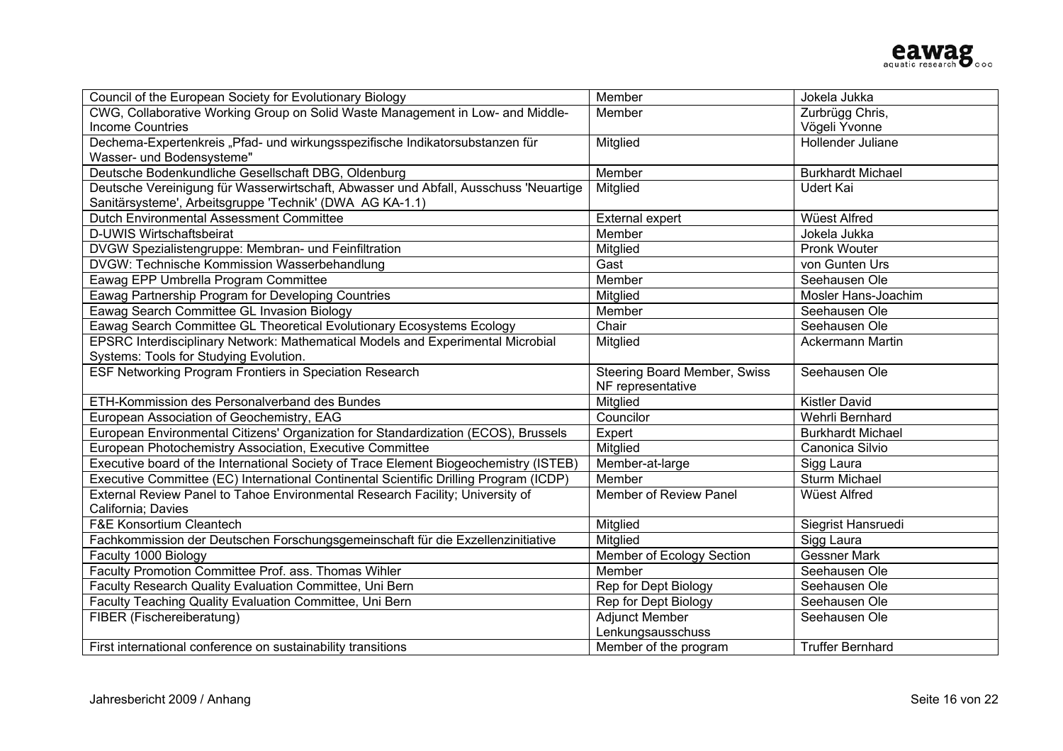| | | |
|---|---|---|
| Council of the European Society for Evolutionary Biology | Member | Jokela Jukka |
| CWG, Collaborative Working Group on Solid Waste Management in Low- and Middle-Income Countries | Member | Zurbrügg Chris, Vögeli Yvonne |
| Dechema-Expertenkreis „Pfad- und wirkungsspezifische Indikatorsubstanzen für Wasser- und Bodensysteme" | Mitglied | Hollender Juliane |
| Deutsche Bodenkundliche Gesellschaft DBG, Oldenburg | Member | Burkhardt Michael |
| Deutsche Vereinigung für Wasserwirtschaft, Abwasser und Abfall, Ausschuss 'Neuartige Sanitärsysteme', Arbeitsgruppe 'Technik' (DWA AG KA-1.1) | Mitglied | Udert Kai |
| Dutch Environmental Assessment Committee | External expert | Wüest Alfred |
| D-UWIS Wirtschaftsbeirat | Member | Jokela Jukka |
| DVGW Spezialistengruppe: Membran- und Feinfiltration | Mitglied | Pronk Wouter |
| DVGW: Technische Kommission Wasserbehandlung | Gast | von Gunten Urs |
| Eawag EPP Umbrella Program Committee | Member | Seehausen Ole |
| Eawag Partnership Program for Developing Countries | Mitglied | Mosler Hans-Joachim |
| Eawag Search Committee GL Invasion Biology | Member | Seehausen Ole |
| Eawag Search Committee GL Theoretical Evolutionary Ecosystems Ecology | Chair | Seehausen Ole |
| EPSRC Interdisciplinary Network: Mathematical Models and Experimental Microbial Systems: Tools for Studying Evolution. | Mitglied | Ackermann Martin |
| ESF Networking Program Frontiers in Speciation Research | Steering Board Member, Swiss NF representative | Seehausen Ole |
| ETH-Kommission des Personalverband des Bundes | Mitglied | Kistler David |
| European Association of Geochemistry, EAG | Councilor | Wehrli Bernhard |
| European Environmental Citizens' Organization for Standardization (ECOS), Brussels | Expert | Burkhardt Michael |
| European Photochemistry Association, Executive Committee | Mitglied | Canonica Silvio |
| Executive board of the International Society of Trace Element Biogeochemistry (ISTEB) | Member-at-large | Sigg Laura |
| Executive Committee (EC) International Continental Scientific Drilling Program (ICDP) | Member | Sturm Michael |
| External Review Panel to Tahoe Environmental Research Facility; University of California; Davies | Member of Review Panel | Wüest Alfred |
| F&E Konsortium Cleantech | Mitglied | Siegrist Hansruedi |
| Fachkommission der Deutschen Forschungsgemeinschaft für die Exzellenzinitiative | Mitglied | Sigg Laura |
| Faculty 1000 Biology | Member of Ecology Section | Gessner Mark |
| Faculty Promotion Committee Prof. ass. Thomas Wihler | Member | Seehausen Ole |
| Faculty Research Quality Evaluation Committee, Uni Bern | Rep for Dept Biology | Seehausen Ole |
| Faculty Teaching Quality Evaluation Committee, Uni Bern | Rep for Dept Biology | Seehausen Ole |
| FIBER (Fischereiberatung) | Adjunct Member Lenkungsausschuss | Seehausen Ole |
| First international conference on sustainability transitions | Member of the program | Truffer Bernhard |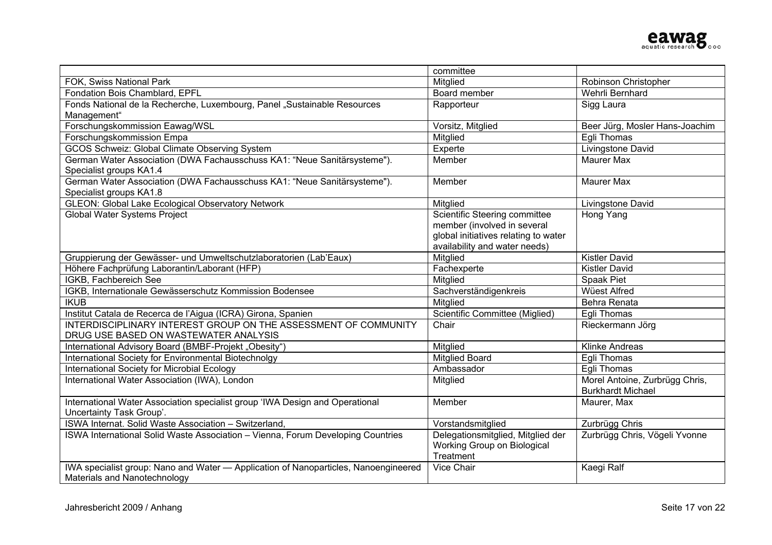| | | |
|---|---|---|
| | committee | |
| FOK, Swiss National Park | Mitglied | Robinson Christopher |
| Fondation Bois Chamblard, EPFL | Board member | Wehrli Bernhard |
| Fonds National de la Recherche, Luxembourg, Panel „Sustainable Resources Management“ | Rapporteur | Sigg Laura |
| Forschungskommission Eawag/WSL | Vorsitz, Mitglied | Beer Jürg, Mosler Hans-Joachim |
| Forschungskommission Empa | Mitglied | Egli Thomas |
| GCOS Schweiz: Global Climate Observing System | Experte | Livingstone David |
| German Water Association (DWA Fachausschuss KA1: "Neue Sanitärsysteme"). Specialist groups KA1.4 | Member | Maurer Max |
| German Water Association (DWA Fachausschuss KA1: "Neue Sanitärsysteme"). Specialist groups KA1.8 | Member | Maurer Max |
| GLEON: Global Lake Ecological Observatory Network | Mitglied | Livingstone David |
| Global Water Systems Project | Scientific Steering committee member (involved in several global initiatives relating to water availability and water needs) | Hong Yang |
| Gruppierung der Gewässer- und Umweltschutzlaboratorien (Lab'Eaux) | Mitglied | Kistler David |
| Höhere Fachprüfung Laborantin/Laborant (HFP) | Fachexperte | Kistler David |
| IGKB, Fachbereich See | Mitglied | Spaak Piet |
| IGKB, Internationale Gewässerschutz Kommission Bodensee | Sachverständigenkreis | Wüest Alfred |
| IKUB | Mitglied | Behra Renata |
| Institut Catala de Recerca de l'Aigua (ICRA) Girona, Spanien | Scientific Committee (Miglied) | Egli Thomas |
| INTERDISCIPLINARY INTEREST GROUP ON THE ASSESSMENT OF COMMUNITY DRUG USE BASED ON WASTEWATER ANALYSIS | Chair | Rieckermann Jörg |
| International Advisory Board (BMBF-Projekt „Obesity“) | Mitglied | Klinke Andreas |
| International Society for Environmental Biotechnolgy | Mitglied Board | Egli Thomas |
| International Society for Microbial Ecology | Ambassador | Egli Thomas |
| International Water Association (IWA), London | Mitglied | Morel Antoine, Zurbrügg Chris, Burkhardt Michael |
| International Water Association specialist group 'IWA Design and Operational Uncertainty Task Group'. | Member | Maurer, Max |
| ISWA Internat. Solid Waste Association – Switzerland, | Vorstandsmitglied | Zurbrügg Chris |
| ISWA International Solid Waste Association – Vienna, Forum Developing Countries | Delegationsmitglied, Mitglied der Working Group on Biological Treatment | Zurbrügg Chris, Vögeli Yvonne |
| IWA specialist group: Nano and Water — Application of Nanoparticles, Nanoengineered Materials and Nanotechnology | Vice Chair | Kaegi Ralf |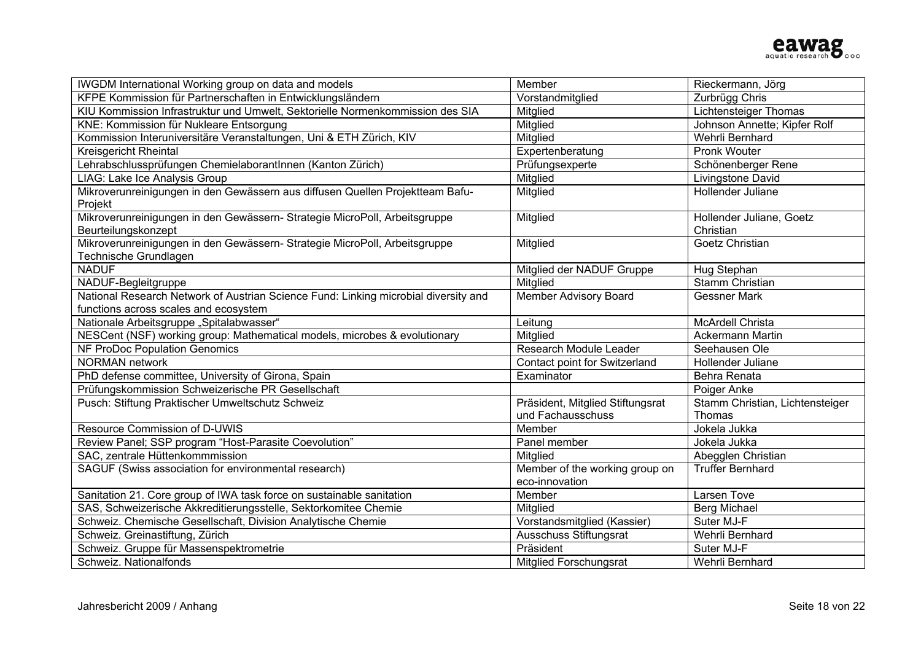| | | |
|---|---|---|
| IWGDM International Working group on data and models | Member | Rieckermann, Jörg |
| KFPE Kommission für Partnerschaften in Entwicklungsländern | Vorstandmitglied | Zurbrügg Chris |
| KIU Kommission Infrastruktur und Umwelt, Sektorielle Normenkommission des SIA | Mitglied | Lichtensteiger Thomas |
| KNE: Kommission für Nukleare Entsorgung | Mitglied | Johnson Annette; Kipfer Rolf |
| Kommission Interuniversitäre Veranstaltungen, Uni & ETH Zürich, KIV | Mitglied | Wehrli Bernhard |
| Kreisgericht Rheintal | Expertenberatung | Pronk Wouter |
| Lehrabschlussprüfungen ChemielaborantInnen (Kanton Zürich) | Prüfungsexperte | Schönenberger Rene |
| LIAG: Lake Ice Analysis Group | Mitglied | Livingstone David |
| Mikroverunreinigungen in den Gewässern aus diffusen Quellen Projektteam Bafu-Projekt | Mitglied | Hollender Juliane |
| Mikroverunreinigungen in den Gewässern- Strategie MicroPoll, Arbeitsgruppe Beurteilungskonzept | Mitglied | Hollender Juliane, Goetz Christian |
| Mikroverunreinigungen in den Gewässern- Strategie MicroPoll, Arbeitsgruppe Technische Grundlagen | Mitglied | Goetz Christian |
| NADUF | Mitglied der NADUF Gruppe | Hug Stephan |
| NADUF-Begleitgruppe | Mitglied | Stamm Christian |
| National Research Network of Austrian Science Fund: Linking microbial diversity and functions across scales and ecosystem | Member Advisory Board | Gessner Mark |
| Nationale Arbeitsgruppe „Spitalabwasser“ | Leitung | McArdell Christa |
| NESCent (NSF) working group: Mathematical models, microbes & evolutionary | Mitglied | Ackermann Martin |
| NF ProDoc Population Genomics | Research Module Leader | Seehausen Ole |
| NORMAN network | Contact point for Switzerland | Hollender Juliane |
| PhD defense committee, University of Girona, Spain | Examinator | Behra Renata |
| Prüfungskommission Schweizerische PR Gesellschaft | | Poiger Anke |
| Pusch: Stiftung Praktischer Umweltschutz Schweiz | Präsident, Mitglied Stiftungsrat und Fachausschuss | Stamm Christian, Lichtensteiger Thomas |
| Resource Commission of D-UWIS | Member | Jokela Jukka |
| Review Panel; SSP program "Host-Parasite Coevolution" | Panel member | Jokela Jukka |
| SAC, zentrale Hüttenkommmission | Mitglied | Abegglen Christian |
| SAGUF (Swiss association for environmental research) | Member of the working group on eco-innovation | Truffer Bernhard |
| Sanitation 21. Core group of IWA task force on sustainable sanitation | Member | Larsen Tove |
| SAS, Schweizerische Akkreditierungsstelle, Sektorkomitee Chemie | Mitglied | Berg Michael |
| Schweiz. Chemische Gesellschaft, Division Analytische Chemie | Vorstandsmitglied (Kassier) | Suter MJ-F |
| Schweiz. Greinastiftung, Zürich | Ausschuss Stiftungsrat | Wehrli Bernhard |
| Schweiz. Gruppe für Massenspektrometrie | Präsident | Suter MJ-F |
| Schweiz. Nationalfonds | Mitglied Forschungsrat | Wehrli Bernhard |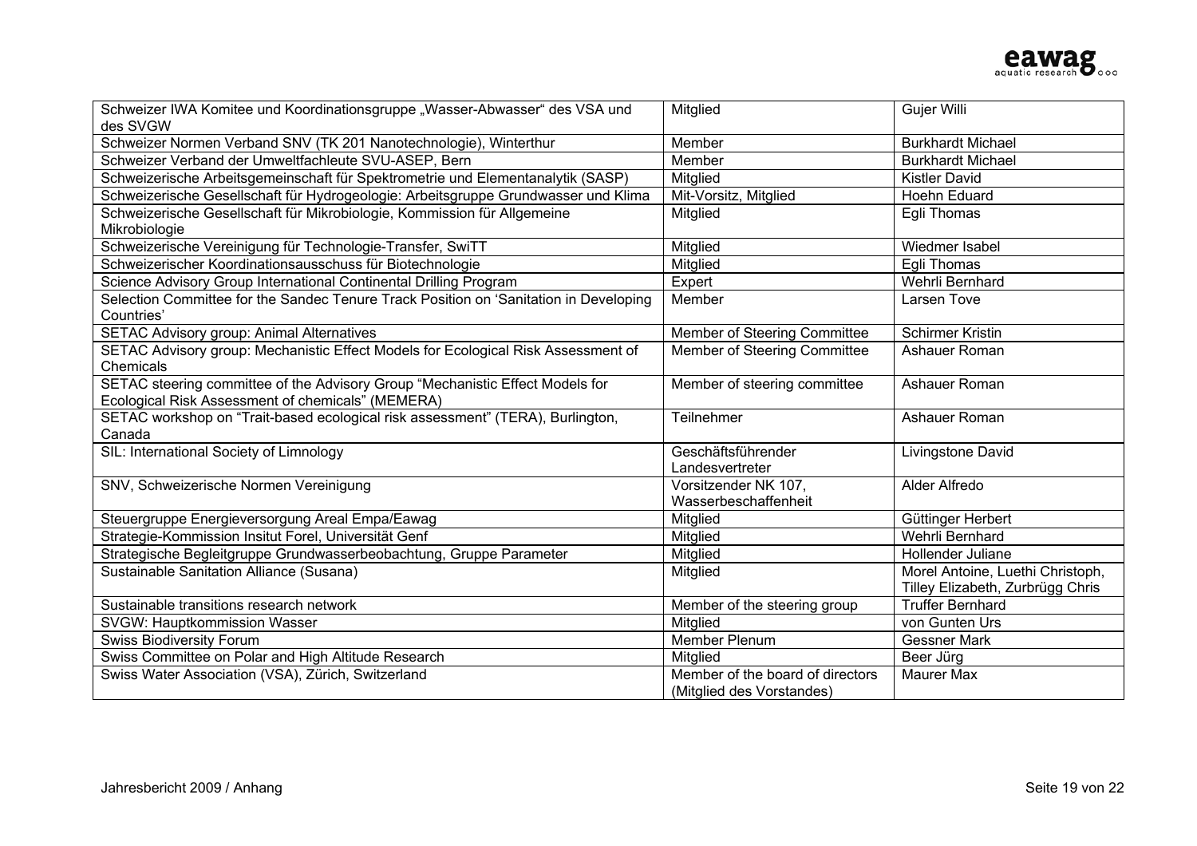| | | |
|---|---|---|
| Schweizer IWA Komitee und Koordinationsgruppe „Wasser-Abwasser“ des VSA und des SVGW | Mitglied | Gujer Willi |
| Schweizer Normen Verband SNV (TK 201 Nanotechnologie), Winterthur | Member | Burkhardt Michael |
| Schweizer Verband der Umweltfachleute SVU-ASEP, Bern | Member | Burkhardt Michael |
| Schweizerische Arbeitsgemeinschaft für Spektrometrie und Elementanalytik (SASP) | Mitglied | Kistler David |
| Schweizerische Gesellschaft für Hydrogeologie: Arbeitsgruppe Grundwasser und Klima | Mit-Vorsitz, Mitglied | Hoehn Eduard |
| Schweizerische Gesellschaft für Mikrobiologie, Kommission für Allgemeine Mikrobiologie | Mitglied | Egli Thomas |
| Schweizerische Vereinigung für Technologie-Transfer, SwiTT | Mitglied | Wiedmer Isabel |
| Schweizerischer Koordinationsausschuss für Biotechnologie | Mitglied | Egli Thomas |
| Science Advisory Group International Continental Drilling Program | Expert | Wehrli Bernhard |
| Selection Committee for the Sandec Tenure Track Position on ‘Sanitation in Developing Countries’ | Member | Larsen Tove |
| SETAC Advisory group: Animal Alternatives | Member of Steering Committee | Schirmer Kristin |
| SETAC Advisory group: Mechanistic Effect Models for Ecological Risk Assessment of Chemicals | Member of Steering Committee | Ashauer Roman |
| SETAC steering committee of the Advisory Group “Mechanistic Effect Models for Ecological Risk Assessment of chemicals” (MEMERA) | Member of steering committee | Ashauer Roman |
| SETAC workshop on “Trait-based ecological risk assessment” (TERA), Burlington, Canada | Teilnehmer | Ashauer Roman |
| SIL: International Society of Limnology | Geschäftsführender Landesvertreter | Livingstone David |
| SNV, Schweizerische Normen Vereinigung | Vorsitzender NK 107, Wasserbeschaffenheit | Alder Alfredo |
| Steuergruppe Energieversorgung Areal Empa/Eawag | Mitglied | Güttinger Herbert |
| Strategie-Kommission Insitut Forel, Universität Genf | Mitglied | Wehrli Bernhard |
| Strategische Begleitgruppe Grundwasserbeobachtung, Gruppe Parameter | Mitglied | Hollender Juliane |
| Sustainable Sanitation Alliance (Susana) | Mitglied | Morel Antoine, Luethi Christoph, Tilley Elizabeth, Zurbrügg Chris |
| Sustainable transitions research network | Member of the steering group | Truffer Bernhard |
| SVGW: Hauptkommission Wasser | Mitglied | von Gunten Urs |
| Swiss Biodiversity Forum | Member Plenum | Gessner Mark |
| Swiss Committee on Polar and High Altitude Research | Mitglied | Beer Jürg |
| Swiss Water Association (VSA), Zürich, Switzerland | Member of the board of directors (Mitglied des Vorstandes) | Maurer Max |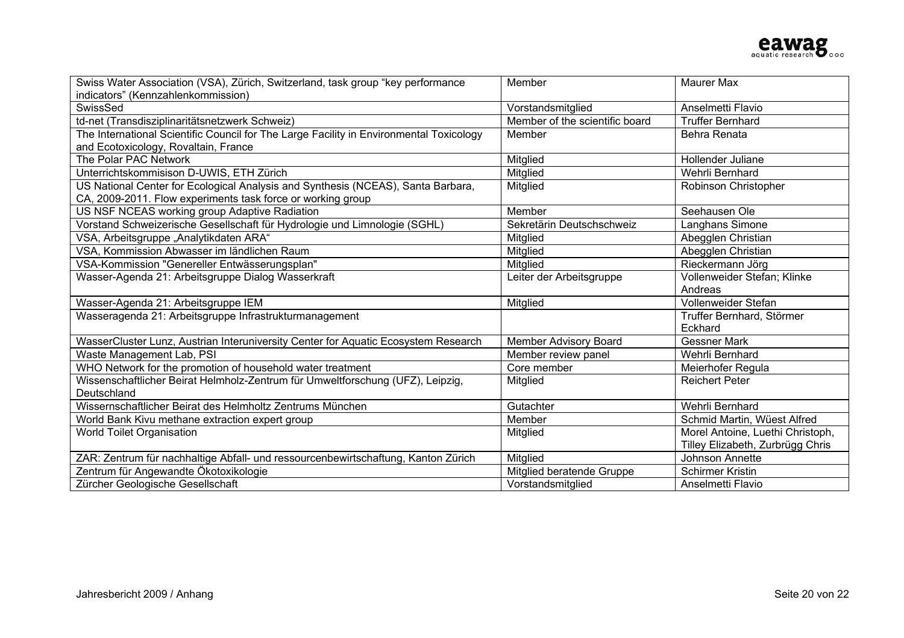| Swiss Water Association (VSA), Zürich, Switzerland, task group "key performance indicators" (Kennzahlenkommission) | Member | Maurer Max |
|---|---|---|
| SwissSed | Vorstandsmitglied | Anselmetti Flavio |
| td-net (Transdisziplinaritätsnetzwerk Schweiz) | Member of the scientific board | Truffer Bernhard |
| The International Scientific Council for The Large Facility in Environmental Toxicology and Ecotoxicology, Rovaltain, France | Member | Behra Renata |
| The Polar PAC Network | Mitglied | Hollender Juliane |
| Unterrichtskommisison D-UWIS, ETH Zürich | Mitglied | Wehrli Bernhard |
| US National Center for Ecological Analysis and Synthesis (NCEAS), Santa Barbara, CA, 2009-2011. Flow experiments task force or working group | Mitglied | Robinson Christopher |
| US NSF NCEAS working group Adaptive Radiation | Member | Seehausen Ole |
| Vorstand Schweizerische Gesellschaft für Hydrologie und Limnologie (SGHL) | Sekretärin Deutschschweiz | Langhans Simone |
| VSA, Arbeitsgruppe „Analytikdaten ARA" | Mitglied | Abegglen Christian |
| VSA, Kommission Abwasser im ländlichen Raum | Mitglied | Abegglen Christian |
| VSA-Kommission "Genereller Entwässerungsplan" | Mitglied | Rieckermann Jörg |
| Wasser-Agenda 21: Arbeitsgruppe Dialog Wasserkraft | Leiter der Arbeitsgruppe | Vollenweider Stefan; Klinke Andreas |
| Wasser-Agenda 21: Arbeitsgruppe IEM | Mitglied | Vollenweider Stefan |
| Wasseragenda 21: Arbeitsgruppe Infrastrukturmanagement | | Truffer Bernhard, Störmer Eckhard |
| WasserCluster Lunz, Austrian Interuniversity Center for Aquatic Ecosystem Research | Member Advisory Board | Gessner Mark |
| Waste Management Lab, PSI | Member review panel | Wehrli Bernhard |
| WHO Network for the promotion of household water treatment | Core member | Meierhofer Regula |
| Wissenschaftlicher Beirat Helmholz-Zentrum für Umweltforschung (UFZ), Leipzig, Deutschland | Mitglied | Reichert Peter |
| Wissernschaftlicher Beirat des Helmholtz Zentrums München | Gutachter | Wehrli Bernhard |
| World Bank Kivu methane extraction expert group | Member | Schmid Martin, Wüest Alfred |
| World Toilet Organisation | Mitglied | Morel Antoine, Luethi Christoph, Tilley Elizabeth, Zurbrügg Chris |
| ZAR: Zentrum für nachhaltige Abfall- und ressourcenbewirtschaftung, Kanton Zürich | Mitglied | Johnson Annette |
| Zentrum für Angewandte Ökotoxikologie | Mitglied beratende Gruppe | Schirmer Kristin |
| Zürcher Geologische Gesellschaft | Vorstandsmitglied | Anselmetti Flavio |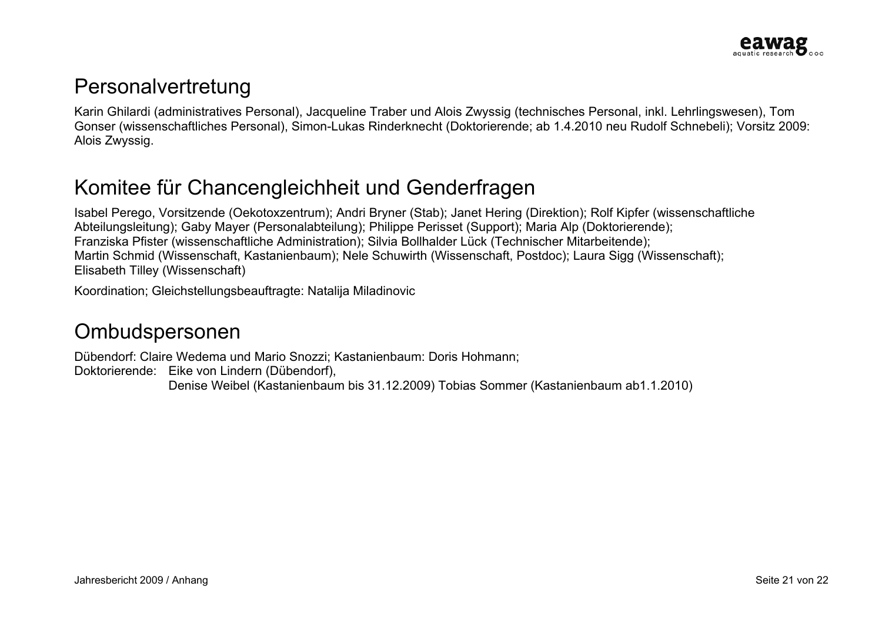## Personalvertretung

Karin Ghilardi (administratives Personal), Jacqueline Traber und Alois Zwyssig (technisches Personal, inkl. Lehrlingswesen), Tom Gonser (wissenschaftliches Personal), Simon-Lukas Rinderknecht (Doktorierende; ab 1.4.2010 neu Rudolf Schnebeli); Vorsitz 2009: Alois Zwyssig.

## Komitee für Chancengleichheit und Genderfragen

Isabel Perego, Vorsitzende (Oekotoxzentrum); Andri Bryner (Stab); Janet Hering (Direktion); Rolf Kipfer (wissenschaftliche Abteilungsleitung); Gaby Mayer (Personalabteilung); Philippe Perisset (Support); Maria Alp (Doktorierende);
Franziska Pfister (wissenschaftliche Administration); Silvia Bollhalder Lück (Technischer Mitarbeitende);
Martin Schmid (Wissenschaft, Kastanienbaum); Nele Schuwirth (Wissenschaft, Postdoc); Laura Sigg (Wissenschaft);
Elisabeth Tilley (Wissenschaft)

Koordination; Gleichstellungsbeauftragte: Natalija Miladinovic

## Ombudspersonen

Dübendorf: Claire Wedema und Mario Snozzi; Kastanienbaum: Doris Hohmann;
Doktorierende: Eike von Lindern (Dübendorf),
Denise Weibel (Kastanienbaum bis 31.12.2009) Tobias Sommer (Kastanienbaum ab1.1.2010)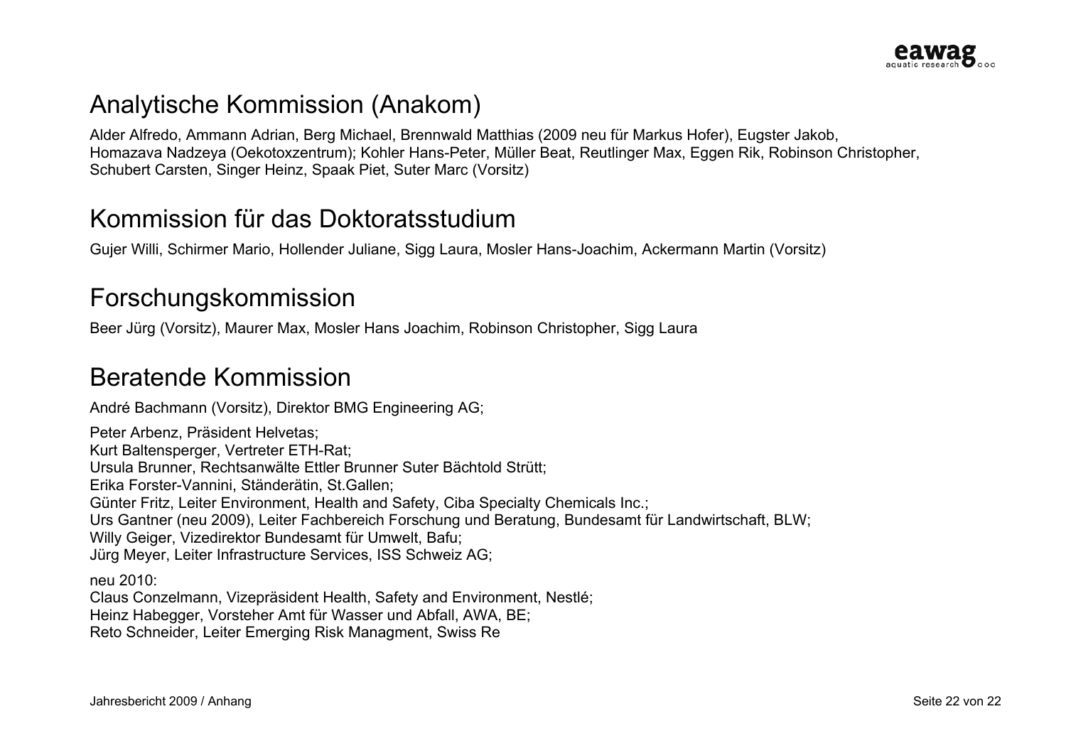## Analytische Kommission (Anakom)

Alder Alfredo, Ammann Adrian, Berg Michael, Brennwald Matthias (2009 neu für Markus Hofer), Eugster Jakob, Homazava Nadzeya (Oekotoxzentrum); Kohler Hans-Peter, Müller Beat, Reutlinger Max, Eggen Rik, Robinson Christopher, Schubert Carsten, Singer Heinz, Spaak Piet, Suter Marc (Vorsitz)

## Kommission für das Doktoratsstudium

Gujer Willi, Schirmer Mario, Hollender Juliane, Sigg Laura, Mosler Hans-Joachim, Ackermann Martin (Vorsitz)

## Forschungskommission

Beer Jürg (Vorsitz), Maurer Max, Mosler Hans Joachim, Robinson Christopher, Sigg Laura

## Beratende Kommission

André Bachmann (Vorsitz), Direktor BMG Engineering AG;

Peter Arbenz, Präsident Helvetas;
Kurt Baltensperger, Vertreter ETH-Rat;
Ursula Brunner, Rechtsanwälte Ettler Brunner Suter Bächtold Strütt;
Erika Forster-Vannini, Ständerätin, St.Gallen;
Günter Fritz, Leiter Environment, Health and Safety, Ciba Specialty Chemicals Inc.;
Urs Gantner (neu 2009), Leiter Fachbereich Forschung und Beratung, Bundesamt für Landwirtschaft, BLW;
Willy Geiger, Vizedirektor Bundesamt für Umwelt, Bafu;
Jürg Meyer, Leiter Infrastructure Services, ISS Schweiz AG;

neu 2010:
Claus Conzelmann, Vizepräsident Health, Safety and Environment, Nestlé;
Heinz Habegger, Vorsteher Amt für Wasser und Abfall, AWA, BE;
Reto Schneider, Leiter Emerging Risk Managment, Swiss Re